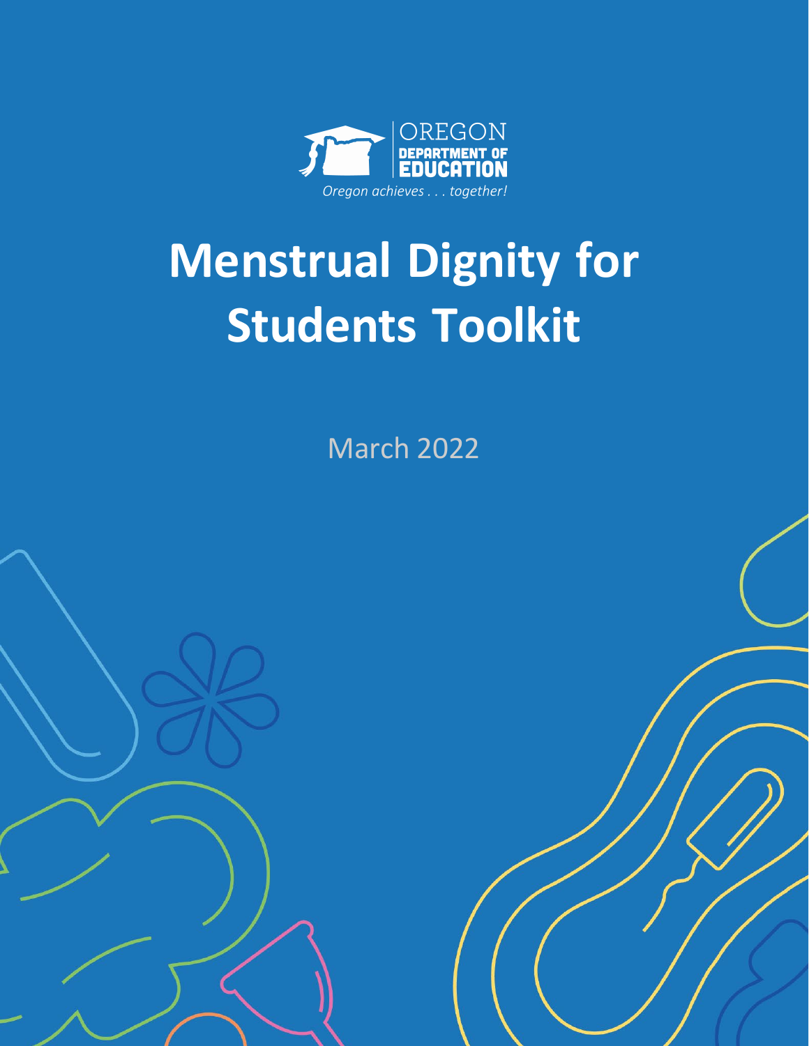OREGON
DEPARTMENT OF
EDUCATION

*Oregon achieves . . . together!*

# Menstrual Dignity for Students Toolkit

March 2022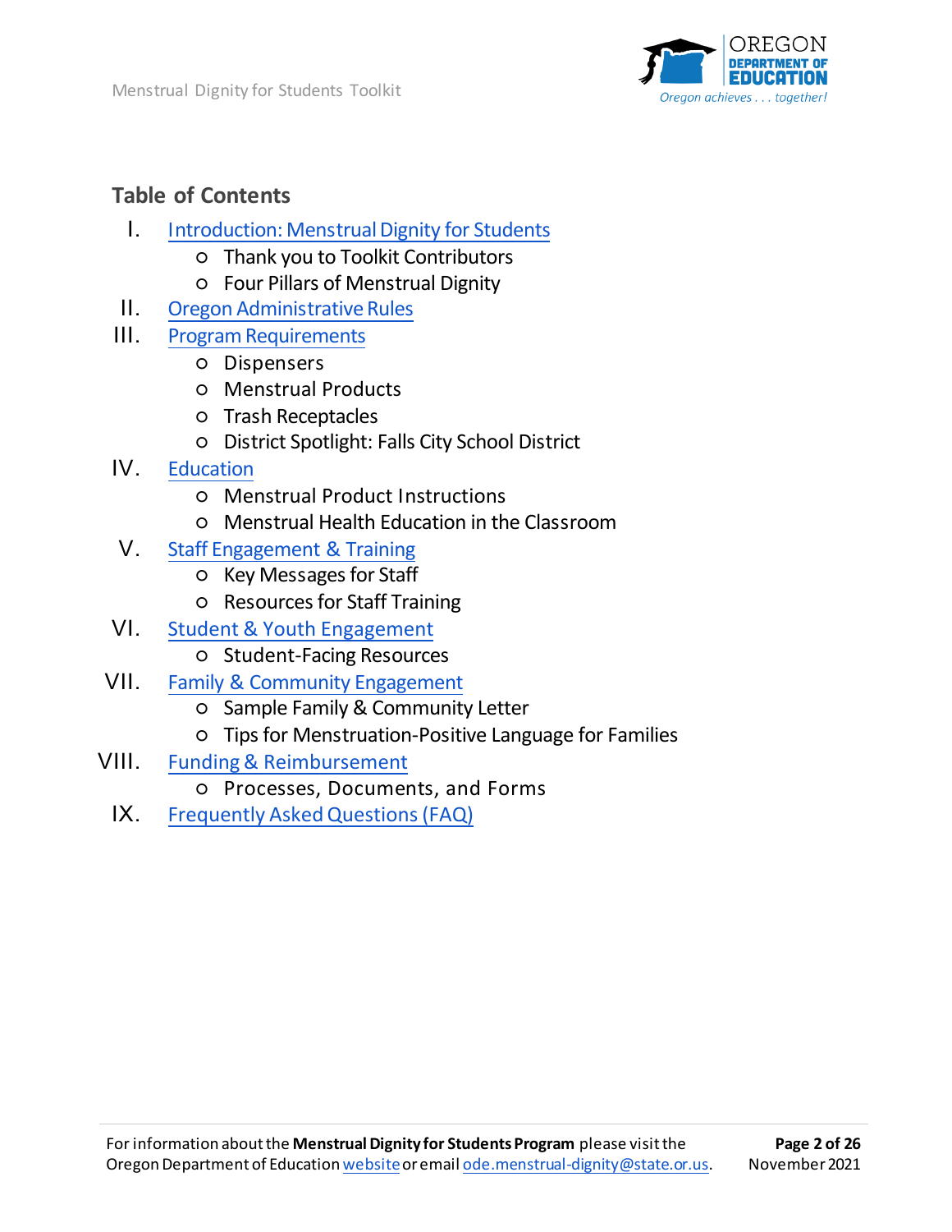## Table of Contents

I. Introduction: Menstrual Dignity for Students
   - Thank you to Toolkit Contributors
   - Four Pillars of Menstrual Dignity

II. Oregon Administrative Rules

III. Program Requirements
   - Dispensers
   - Menstrual Products
   - Trash Receptacles
   - District Spotlight: Falls City School District

IV. Education
   - Menstrual Product Instructions
   - Menstrual Health Education in the Classroom

V. Staff Engagement & Training
   - Key Messages for Staff
   - Resources for Staff Training

VI. Student & Youth Engagement
   - Student-Facing Resources

VII. Family & Community Engagement
   - Sample Family & Community Letter
   - Tips for Menstruation-Positive Language for Families

VIII. Funding & Reimbursement
   - Processes, Documents, and Forms

IX. Frequently Asked Questions (FAQ)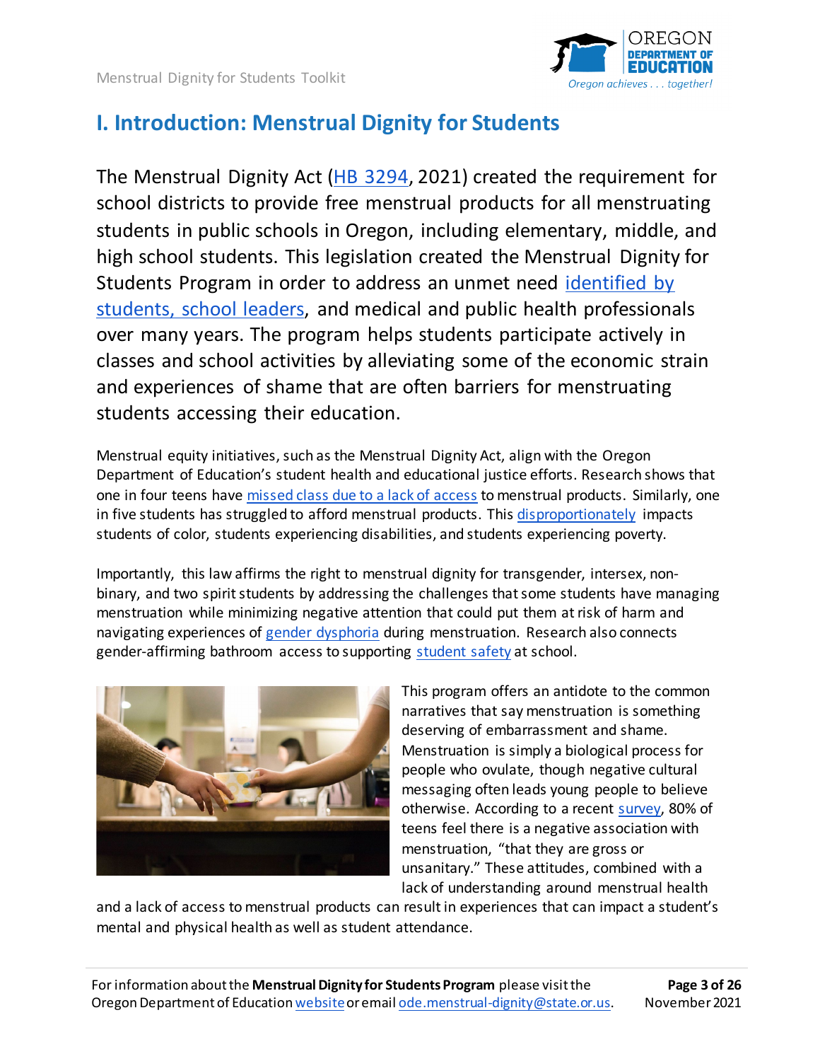## I. Introduction: Menstrual Dignity for Students

The Menstrual Dignity Act (HB 3294, 2021) created the requirement for school districts to provide free menstrual products for all menstruating students in public schools in Oregon, including elementary, middle, and high school students. This legislation created the Menstrual Dignity for Students Program in order to address an unmet need identified by students, school leaders, and medical and public health professionals over many years. The program helps students participate actively in classes and school activities by alleviating some of the economic strain and experiences of shame that are often barriers for menstruating students accessing their education.

Menstrual equity initiatives, such as the Menstrual Dignity Act, align with the Oregon Department of Education's student health and educational justice efforts. Research shows that one in four teens have missed class due to a lack of access to menstrual products. Similarly, one in five students has struggled to afford menstrual products. This disproportionately impacts students of color, students experiencing disabilities, and students experiencing poverty.

Importantly, this law affirms the right to menstrual dignity for transgender, intersex, non-binary, and two spirit students by addressing the challenges that some students have managing menstruation while minimizing negative attention that could put them at risk of harm and navigating experiences of gender dysphoria during menstruation. Research also connects gender-affirming bathroom access to supporting student safety at school.

This program offers an antidote to the common narratives that say menstruation is something deserving of embarrassment and shame. Menstruation is simply a biological process for people who ovulate, though negative cultural messaging often leads young people to believe otherwise. According to a recent survey, 80% of teens feel there is a negative association with menstruation, "that they are gross or unsanitary." These attitudes, combined with a lack of understanding around menstrual health and a lack of access to menstrual products can result in experiences that can impact a student's mental and physical health as well as student attendance.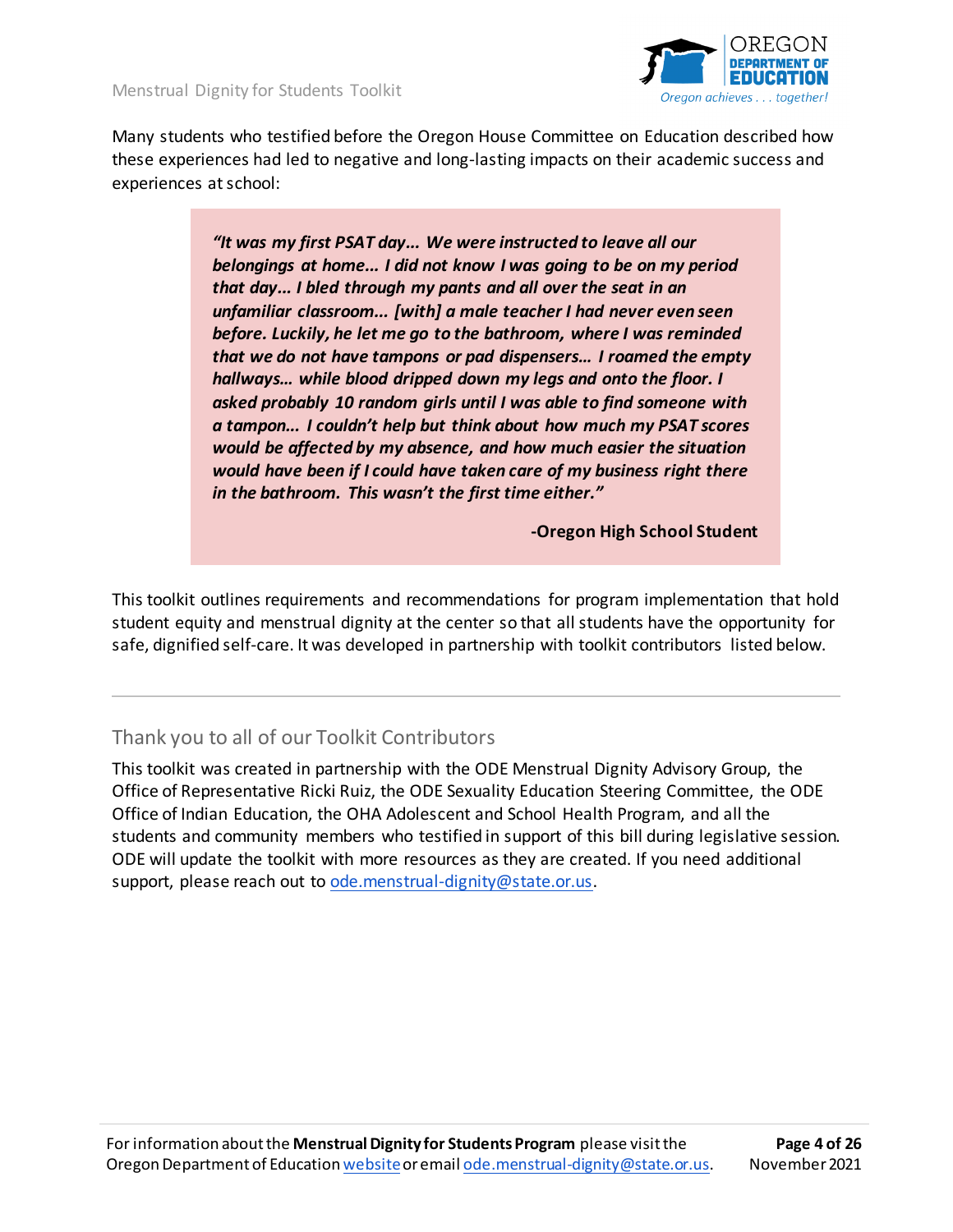Many students who testified before the Oregon House Committee on Education described how these experiences had led to negative and long-lasting impacts on their academic success and experiences at school:

> ***"It was my first PSAT day… We were instructed to leave all our belongings at home… I did not know I was going to be on my period that day… I bled through my pants and all over the seat in an unfamiliar classroom… [with] a male teacher I had never even seen before. Luckily, he let me go to the bathroom, where I was reminded that we do not have tampons or pad dispensers… I roamed the empty hallways… while blood dripped down my legs and onto the floor. I asked probably 10 random girls until I was able to find someone with a tampon… I couldn't help but think about how much my PSAT scores would be affected by my absence, and how much easier the situation would have been if I could have taken care of my business right there in the bathroom. This wasn't the first time either."***
>
> **-Oregon High School Student**

This toolkit outlines requirements and recommendations for program implementation that hold student equity and menstrual dignity at the center so that all students have the opportunity for safe, dignified self-care. It was developed in partnership with toolkit contributors listed below.

---

## Thank you to all of our Toolkit Contributors

This toolkit was created in partnership with the ODE Menstrual Dignity Advisory Group, the Office of Representative Ricki Ruiz, the ODE Sexuality Education Steering Committee, the ODE Office of Indian Education, the OHA Adolescent and School Health Program, and all the students and community members who testified in support of this bill during legislative session. ODE will update the toolkit with more resources as they are created. If you need additional support, please reach out to ode.menstrual-dignity@state.or.us.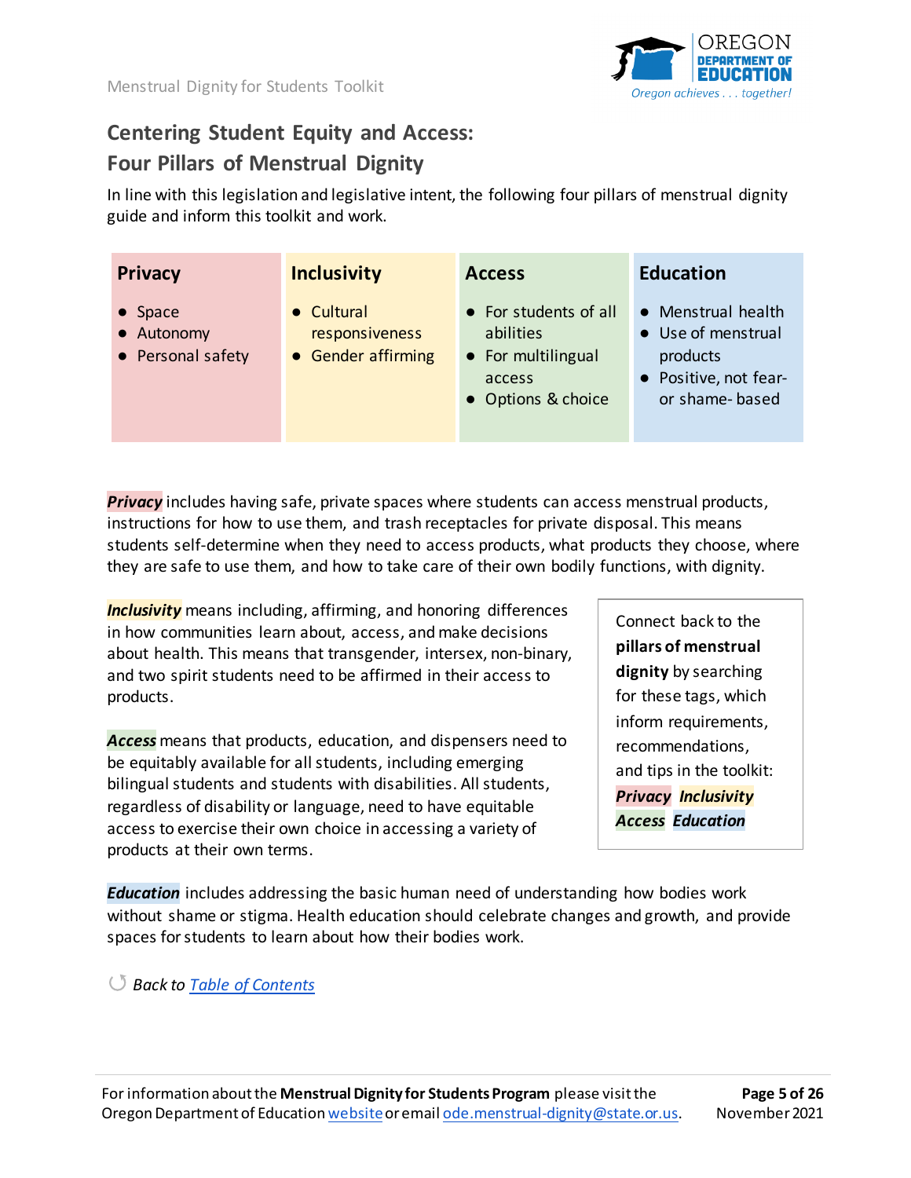## Centering Student Equity and Access: Four Pillars of Menstrual Dignity

In line with this legislation and legislative intent, the following four pillars of menstrual dignity guide and inform this toolkit and work.

| Privacy | Inclusivity | Access | Education |
|---|---|---|---|
| • Space<br>• Autonomy<br>• Personal safety | • Cultural responsiveness<br>• Gender affirming | • For students of all abilities<br>• For multilingual access<br>• Options & choice | • Menstrual health<br>• Use of menstrual products<br>• Positive, not fear- or shame- based |

***Privacy*** includes having safe, private spaces where students can access menstrual products, instructions for how to use them, and trash receptacles for private disposal. This means students self-determine when they need to access products, what products they choose, where they are safe to use them, and how to take care of their own bodily functions, with dignity.

***Inclusivity*** means including, affirming, and honoring differences in how communities learn about, access, and make decisions about health. This means that transgender, intersex, non-binary, and two spirit students need to be affirmed in their access to products.

***Access*** means that products, education, and dispensers need to be equitably available for all students, including emerging bilingual students and students with disabilities. All students, regardless of disability or language, need to have equitable access to exercise their own choice in accessing a variety of products at their own terms.

> Connect back to the **pillars of menstrual dignity** by searching for these tags, which inform requirements, recommendations, and tips in the toolkit: ***Privacy*** ***Inclusivity*** ***Access*** ***Education***

***Education*** includes addressing the basic human need of understanding how bodies work without shame or stigma. Health education should celebrate changes and growth, and provide spaces for students to learn about how their bodies work.

*Back to Table of Contents*

For information about the **Menstrual Dignity for Students Program** please visit the Oregon Department of Education website or email ode.menstrual-dignity@state.or.us.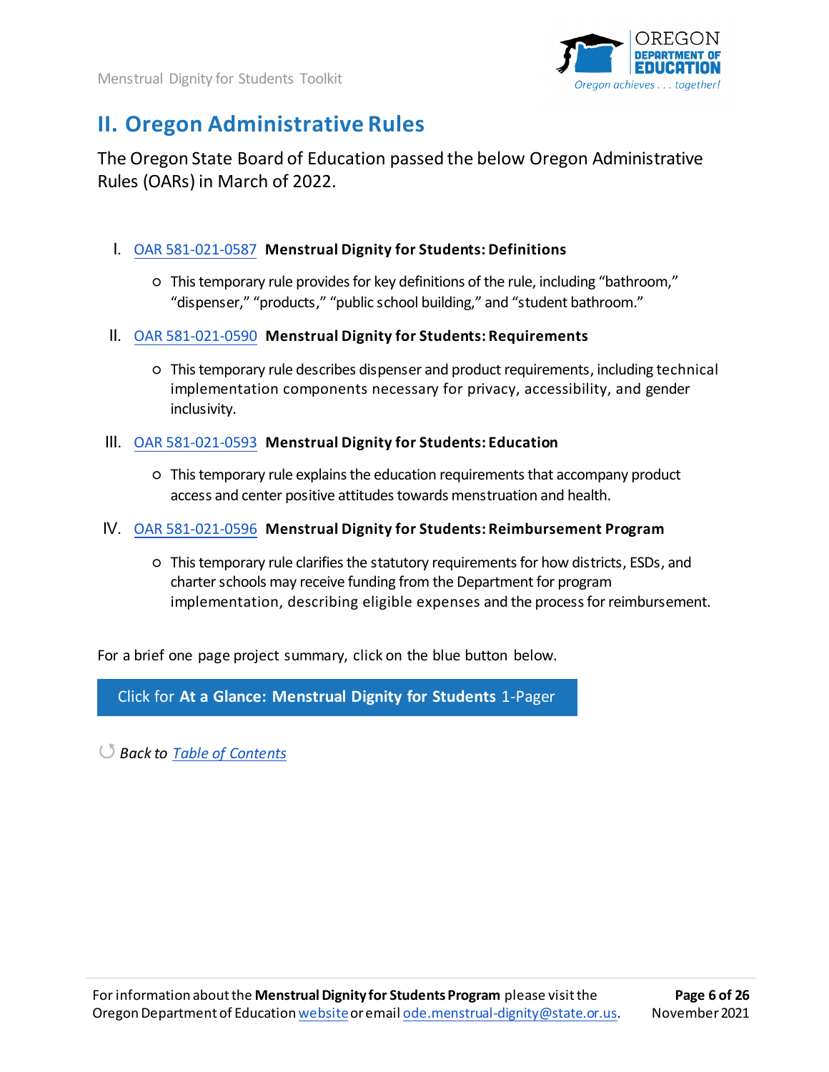## II. Oregon Administrative Rules

The Oregon State Board of Education passed the below Oregon Administrative Rules (OARs) in March of 2022.

I. OAR 581-021-0587 **Menstrual Dignity for Students: Definitions**

- This temporary rule provides for key definitions of the rule, including "bathroom," "dispenser," "products," "public school building," and "student bathroom."

II. OAR 581-021-0590 **Menstrual Dignity for Students: Requirements**

- This temporary rule describes dispenser and product requirements, including technical implementation components necessary for privacy, accessibility, and gender inclusivity.

III. OAR 581-021-0593 **Menstrual Dignity for Students: Education**

- This temporary rule explains the education requirements that accompany product access and center positive attitudes towards menstruation and health.

IV. OAR 581-021-0596 **Menstrual Dignity for Students: Reimbursement Program**

- This temporary rule clarifies the statutory requirements for how districts, ESDs, and charter schools may receive funding from the Department for program implementation, describing eligible expenses and the process for reimbursement.

For a brief one page project summary, click on the blue button below.

Click for **At a Glance: Menstrual Dignity for Students** 1-Pager

*Back to Table of Contents*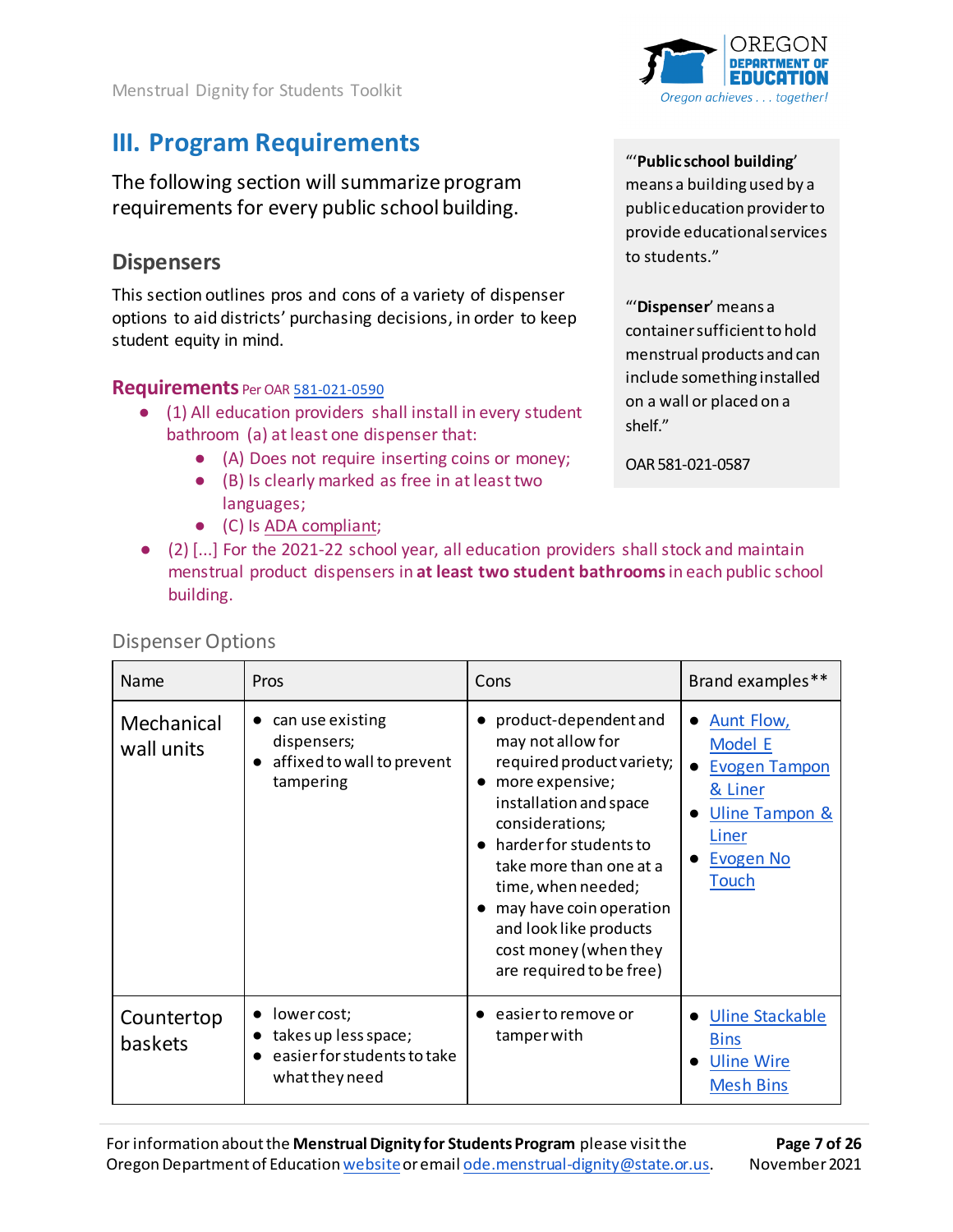## III. Program Requirements

The following section will summarize program requirements for every public school building.

> "'**Public school building**' means a building used by a public education provider to provide educational services to students."
>
> "'**Dispenser**' means a container sufficient to hold menstrual products and can include something installed on a wall or placed on a shelf."
>
> OAR 581-021-0587

### Dispensers

This section outlines pros and cons of a variety of dispenser options to aid districts' purchasing decisions, in order to keep student equity in mind.

#### Requirements Per OAR 581-021-0590

- (1) All education providers shall install in every student bathroom (a) at least one dispenser that:
  - (A) Does not require inserting coins or money;
  - (B) Is clearly marked as free in at least two languages;
  - (C) Is ADA compliant;
- (2) [...] For the 2021-22 school year, all education providers shall stock and maintain menstrual product dispensers in **at least two student bathrooms** in each public school building.

Dispenser Options

| Name | Pros | Cons | Brand examples** |
|---|---|---|---|
| Mechanical wall units | • can use existing dispensers;<br>• affixed to wall to prevent tampering | • product-dependent and may not allow for required product variety;<br>• more expensive; installation and space considerations;<br>• harder for students to take more than one at a time, when needed;<br>• may have coin operation and look like products cost money (when they are required to be free) | • Aunt Flow, Model E<br>• Evogen Tampon & Liner<br>• Uline Tampon & Liner<br>• Evogen No Touch |
| Countertop baskets | • lower cost;<br>• takes up less space;<br>• easier for students to take what they need | • easier to remove or tamper with | • Uline Stackable Bins<br>• Uline Wire Mesh Bins |

For information about the **Menstrual Dignity for Students Program** please visit the Oregon Department of Education website or email ode.menstrual-dignity@state.or.us.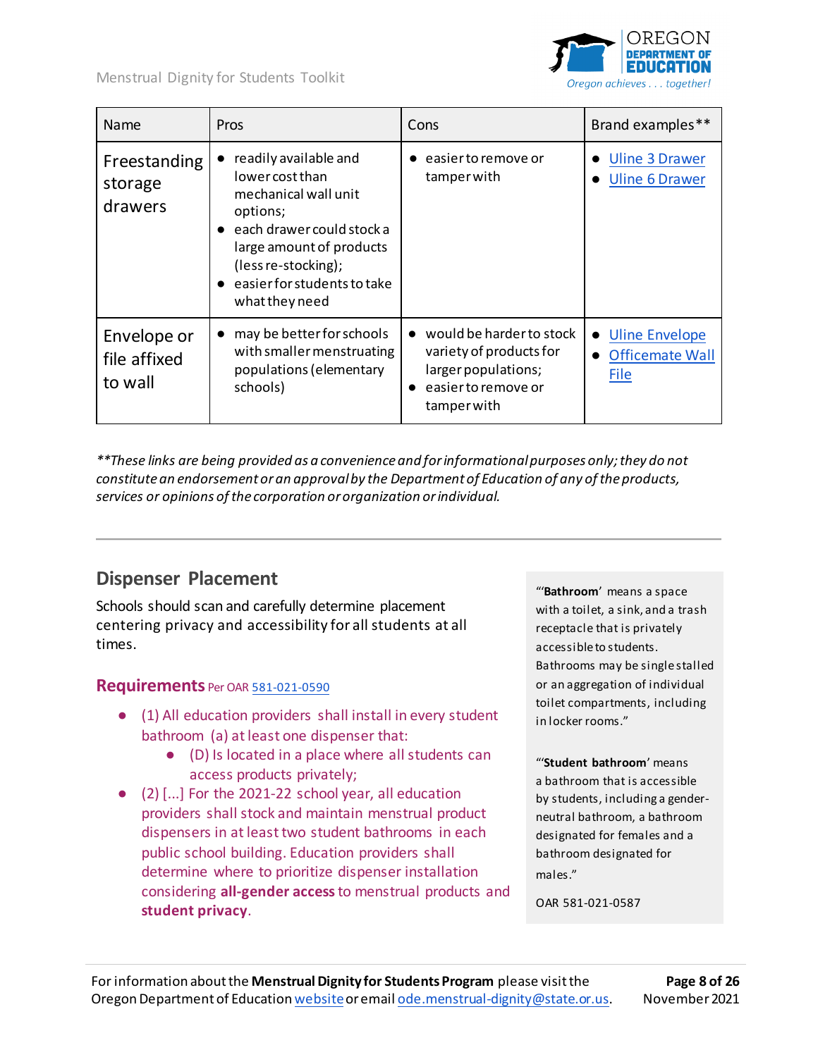| Name | Pros | Cons | Brand examples** |
|---|---|---|---|
| Freestanding storage drawers | • readily available and lower cost than mechanical wall unit options; • each drawer could stock a large amount of products (less re-stocking); • easier for students to take what they need | • easier to remove or tamper with | • Uline 3 Drawer • Uline 6 Drawer |
| Envelope or file affixed to wall | • may be better for schools with smaller menstruating populations (elementary schools) | • would be harder to stock variety of products for larger populations; • easier to remove or tamper with | • Uline Envelope • Officemate Wall File |

*\*\*These links are being provided as a convenience and for informational purposes only; they do not constitute an endorsement or an approval by the Department of Education of any of the products, services or opinions of the corporation or organization or individual.*

---

## Dispenser Placement

Schools should scan and carefully determine placement centering privacy and accessibility for all students at all times.

### Requirements Per OAR 581-021-0590

- (1) All education providers shall install in every student bathroom (a) at least one dispenser that:
  - (D) Is located in a place where all students can access products privately;
- (2) [...] For the 2021-22 school year, all education providers shall stock and maintain menstrual product dispensers in at least two student bathrooms in each public school building. Education providers shall determine where to prioritize dispenser installation considering **all-gender access** to menstrual products and **student privacy**.

> "'**Bathroom**' means a space with a toilet, a sink, and a trash receptacle that is privately accessible to students. Bathrooms may be single stalled or an aggregation of individual toilet compartments, including in locker rooms."
>
> "'**Student bathroom**' means a bathroom that is accessible by students, including a gender-neutral bathroom, a bathroom designated for females and a bathroom designated for males."
>
> OAR 581-021-0587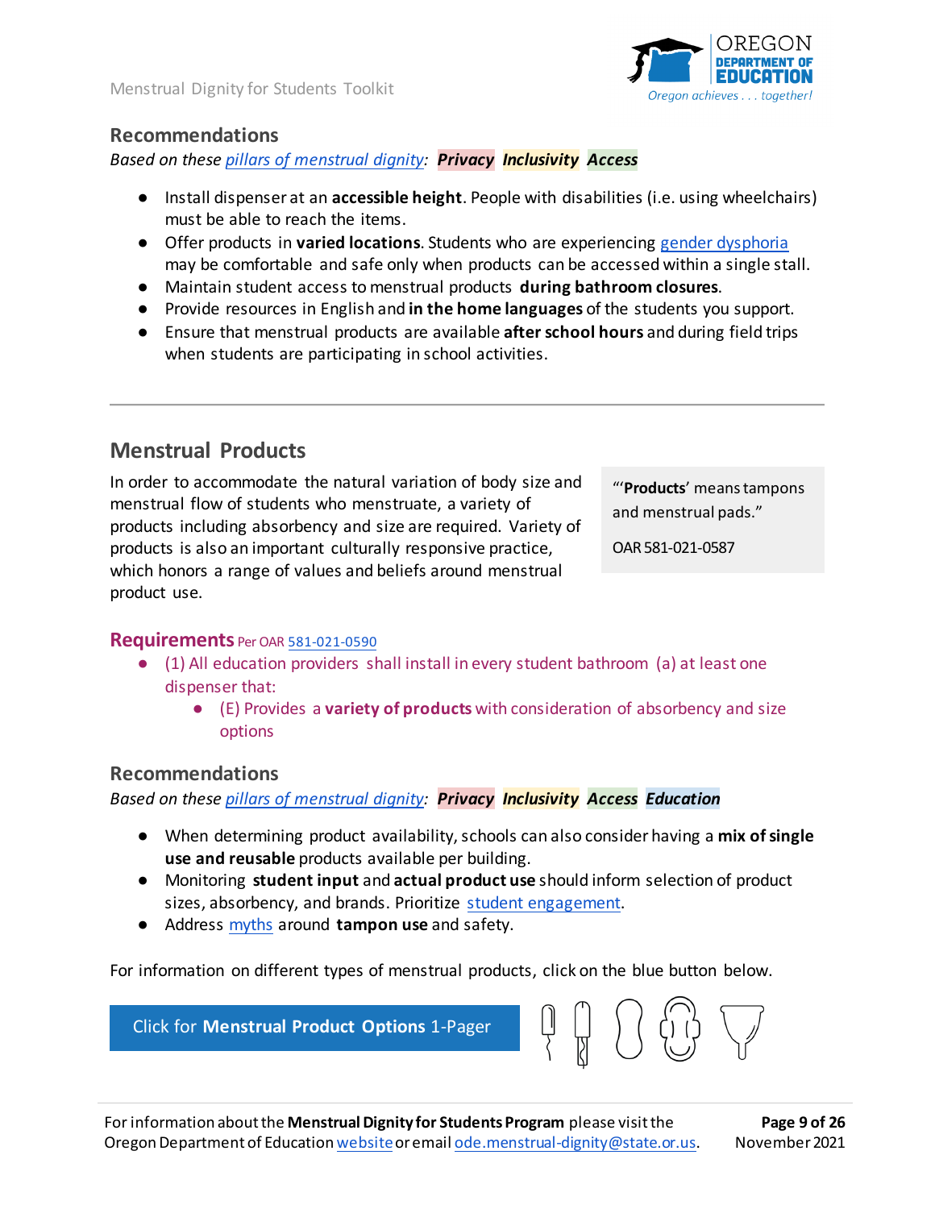### Recommendations

*Based on these pillars of menstrual dignity:* ***Privacy*** ***Inclusivity*** ***Access***

- Install dispenser at an **accessible height**. People with disabilities (i.e. using wheelchairs) must be able to reach the items.
- Offer products in **varied locations**. Students who are experiencing gender dysphoria may be comfortable and safe only when products can be accessed within a single stall.
- Maintain student access to menstrual products **during bathroom closures**.
- Provide resources in English and **in the home languages** of the students you support.
- Ensure that menstrual products are available **after school hours** and during field trips when students are participating in school activities.

---

## Menstrual Products

In order to accommodate the natural variation of body size and menstrual flow of students who menstruate, a variety of products including absorbency and size are required. Variety of products is also an important culturally responsive practice, which honors a range of values and beliefs around menstrual product use.

> "'**Products**' means tampons and menstrual pads."
>
> OAR 581-021-0587

### Requirements Per OAR 581-021-0590

- (1) All education providers shall install in every student bathroom (a) at least one dispenser that:
  - (E) Provides a **variety of products** with consideration of absorbency and size options

### Recommendations

*Based on these pillars of menstrual dignity:* ***Privacy*** ***Inclusivity*** ***Access*** ***Education***

- When determining product availability, schools can also consider having a **mix of single use and reusable** products available per building.
- Monitoring **student input** and **actual product use** should inform selection of product sizes, absorbency, and brands. Prioritize student engagement.
- Address myths around **tampon use** and safety.

For information on different types of menstrual products, click on the blue button below.

Click for **Menstrual Product Options** 1-Pager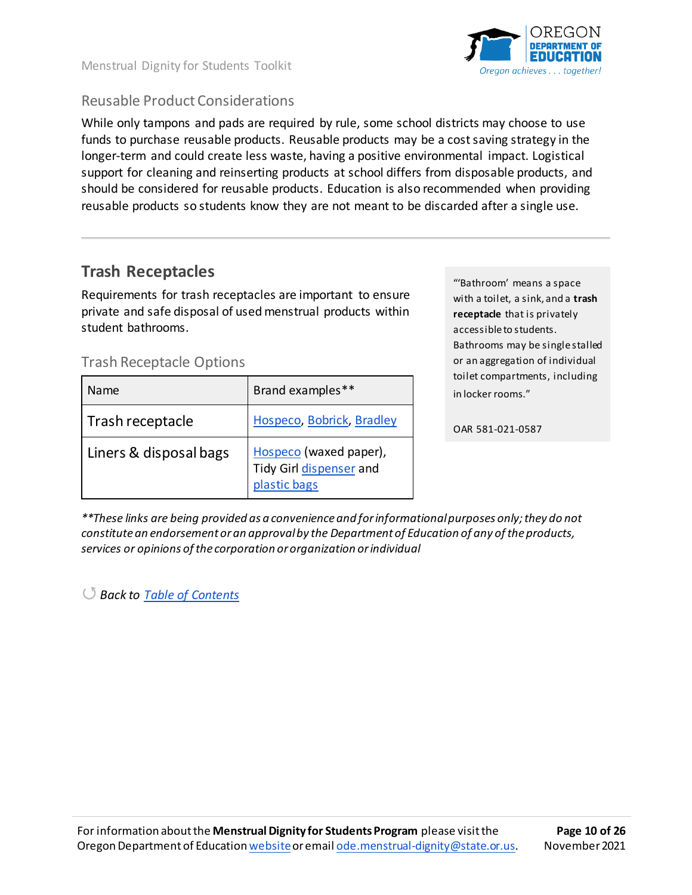### Reusable Product Considerations

While only tampons and pads are required by rule, some school districts may choose to use funds to purchase reusable products. Reusable products may be a cost saving strategy in the longer-term and could create less waste, having a positive environmental impact. Logistical support for cleaning and reinserting products at school differs from disposable products, and should be considered for reusable products. Education is also recommended when providing reusable products so students know they are not meant to be discarded after a single use.

---

## Trash Receptacles

Requirements for trash receptacles are important to ensure private and safe disposal of used menstrual products within student bathrooms.

> "'Bathroom' means a space with a toilet, a sink, and a **trash receptacle** that is privately accessible to students. Bathrooms may be single stalled or an aggregation of individual toilet compartments, including in locker rooms."
>
> OAR 581-021-0587

### Trash Receptacle Options

| Name | Brand examples** |
|---|---|
| Trash receptacle | Hospeco, Bobrick, Bradley |
| Liners & disposal bags | Hospeco (waxed paper), Tidy Girl dispenser and plastic bags |

*\*\*These links are being provided as a convenience and for informational purposes only; they do not constitute an endorsement or an approval by the Department of Education of any of the products, services or opinions of the corporation or organization or individual*

*Back to Table of Contents*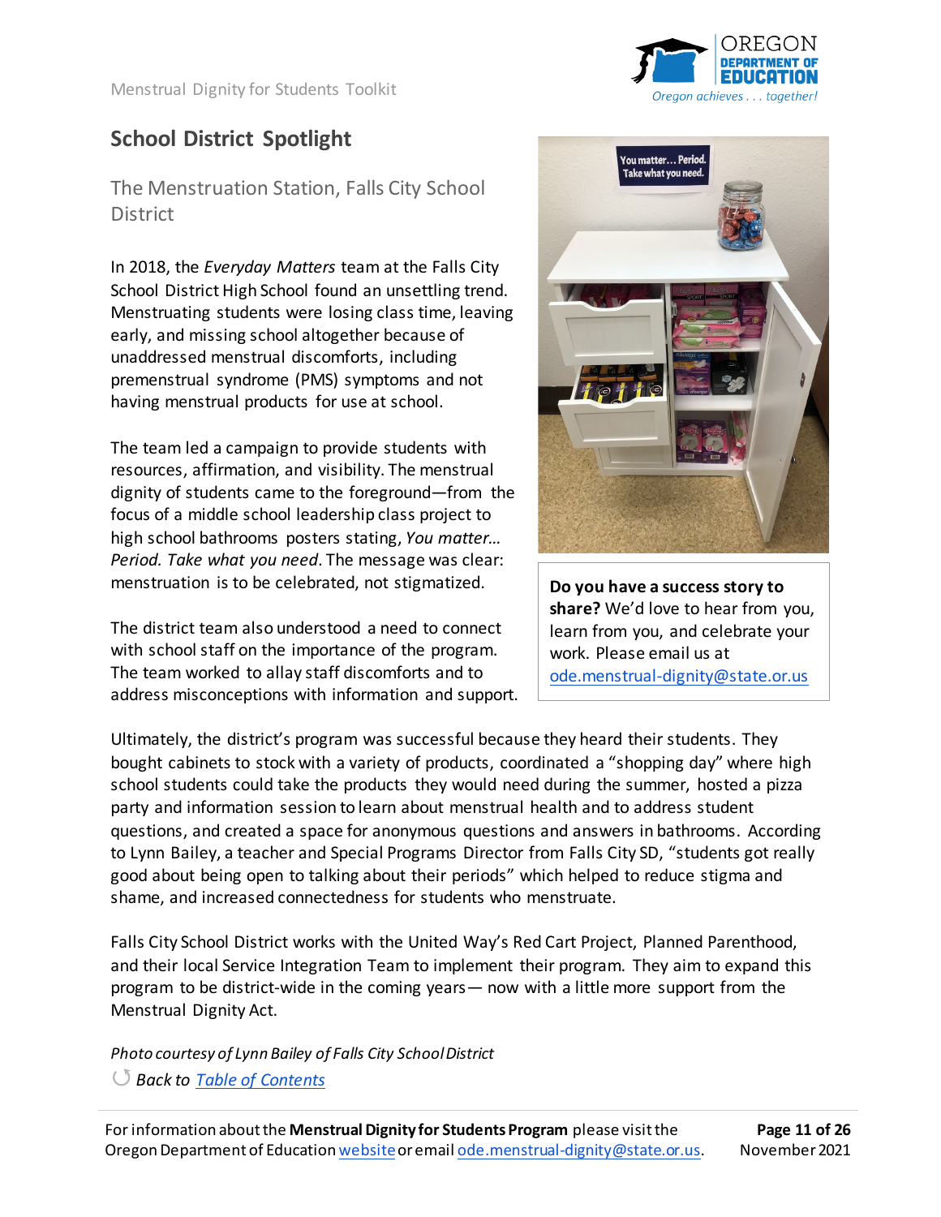## School District Spotlight

### The Menstruation Station, Falls City School District

In 2018, the *Everyday Matters* team at the Falls City School District High School found an unsettling trend. Menstruating students were losing class time, leaving early, and missing school altogether because of unaddressed menstrual discomforts, including premenstrual syndrome (PMS) symptoms and not having menstrual products for use at school.

The team led a campaign to provide students with resources, affirmation, and visibility. The menstrual dignity of students came to the foreground—from the focus of a middle school leadership class project to high school bathrooms posters stating, *You matter… Period. Take what you need*. The message was clear: menstruation is to be celebrated, not stigmatized.

The district team also understood a need to connect with school staff on the importance of the program. The team worked to allay staff discomforts and to address misconceptions with information and support.

**Do you have a success story to share?** We'd love to hear from you, learn from you, and celebrate your work. Please email us at ode.menstrual-dignity@state.or.us

Ultimately, the district's program was successful because they heard their students. They bought cabinets to stock with a variety of products, coordinated a "shopping day" where high school students could take the products they would need during the summer, hosted a pizza party and information session to learn about menstrual health and to address student questions, and created a space for anonymous questions and answers in bathrooms. According to Lynn Bailey, a teacher and Special Programs Director from Falls City SD, "students got really good about being open to talking about their periods" which helped to reduce stigma and shame, and increased connectedness for students who menstruate.

Falls City School District works with the United Way's Red Cart Project, Planned Parenthood, and their local Service Integration Team to implement their program. They aim to expand this program to be district-wide in the coming years— now with a little more support from the Menstrual Dignity Act.

*Photo courtesy of Lynn Bailey of Falls City School District*

*Back to Table of Contents*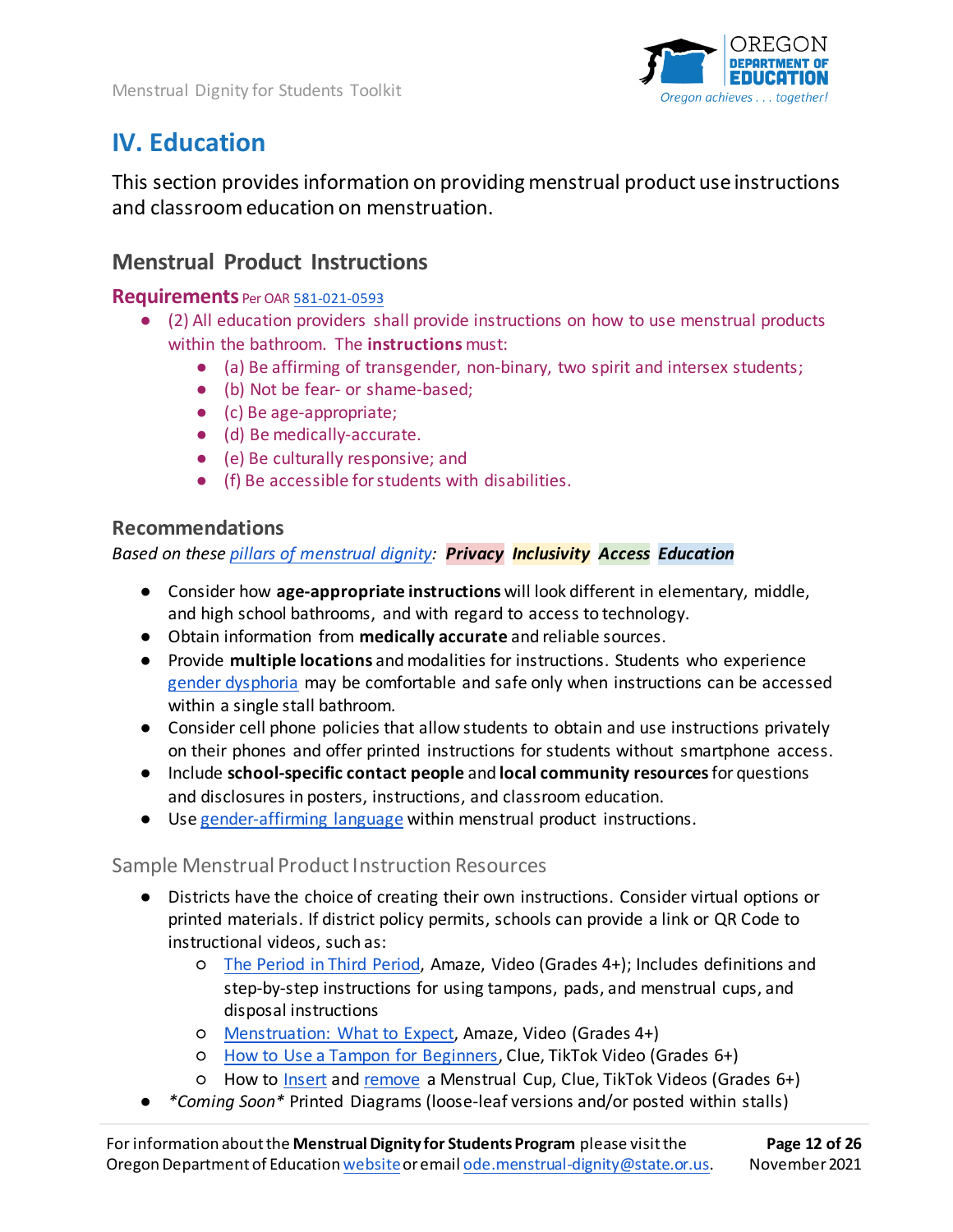# IV. Education

This section provides information on providing menstrual product use instructions and classroom education on menstruation.

## Menstrual Product Instructions

### Requirements Per OAR 581-021-0593

- (2) All education providers shall provide instructions on how to use menstrual products within the bathroom. The **instructions** must:
  - (a) Be affirming of transgender, non-binary, two spirit and intersex students;
  - (b) Not be fear- or shame-based;
  - (c) Be age-appropriate;
  - (d) Be medically-accurate.
  - (e) Be culturally responsive; and
  - (f) Be accessible for students with disabilities.

### Recommendations

*Based on these pillars of menstrual dignity:* ***Privacy*** ***Inclusivity*** ***Access*** ***Education***

- Consider how **age-appropriate instructions** will look different in elementary, middle, and high school bathrooms, and with regard to access to technology.
- Obtain information from **medically accurate** and reliable sources.
- Provide **multiple locations** and modalities for instructions. Students who experience gender dysphoria may be comfortable and safe only when instructions can be accessed within a single stall bathroom.
- Consider cell phone policies that allow students to obtain and use instructions privately on their phones and offer printed instructions for students without smartphone access.
- Include **school-specific contact people** and **local community resources** for questions and disclosures in posters, instructions, and classroom education.
- Use gender-affirming language within menstrual product instructions.

### Sample Menstrual Product Instruction Resources

- Districts have the choice of creating their own instructions. Consider virtual options or printed materials. If district policy permits, schools can provide a link or QR Code to instructional videos, such as:
  - The Period in Third Period, Amaze, Video (Grades 4+); Includes definitions and step-by-step instructions for using tampons, pads, and menstrual cups, and disposal instructions
  - Menstruation: What to Expect, Amaze, Video (Grades 4+)
  - How to Use a Tampon for Beginners, Clue, TikTok Video (Grades 6+)
  - How to Insert and remove a Menstrual Cup, Clue, TikTok Videos (Grades 6+)
- *\*Coming Soon\** Printed Diagrams (loose-leaf versions and/or posted within stalls)

For information about the **Menstrual Dignity for Students Program** please visit the Oregon Department of Education website or email ode.menstrual-dignity@state.or.us.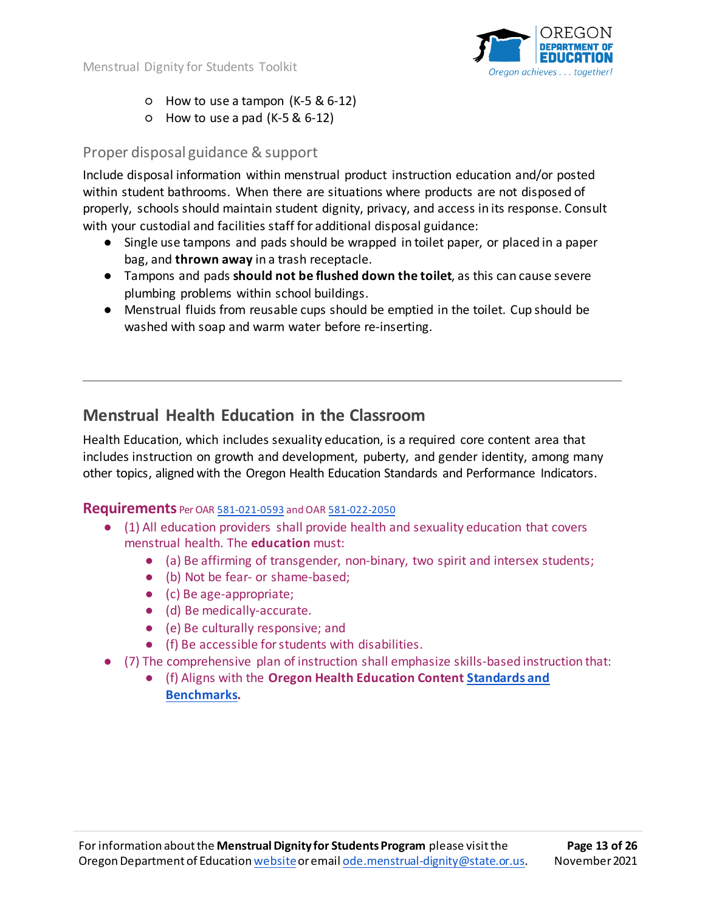- How to use a tampon (K-5 & 6-12)
- How to use a pad (K-5 & 6-12)

### Proper disposal guidance & support

Include disposal information within menstrual product instruction education and/or posted within student bathrooms. When there are situations where products are not disposed of properly, schools should maintain student dignity, privacy, and access in its response. Consult with your custodial and facilities staff for additional disposal guidance:

- Single use tampons and pads should be wrapped in toilet paper, or placed in a paper bag, and **thrown away** in a trash receptacle.
- Tampons and pads **should not be flushed down the toilet**, as this can cause severe plumbing problems within school buildings.
- Menstrual fluids from reusable cups should be emptied in the toilet. Cup should be washed with soap and warm water before re-inserting.

---

## Menstrual Health Education in the Classroom

Health Education, which includes sexuality education, is a required core content area that includes instruction on growth and development, puberty, and gender identity, among many other topics, aligned with the Oregon Health Education Standards and Performance Indicators.

**Requirements** Per OAR 581-021-0593 and OAR 581-022-2050

- (1) All education providers shall provide health and sexuality education that covers menstrual health. The **education** must:
  - (a) Be affirming of transgender, non-binary, two spirit and intersex students;
  - (b) Not be fear- or shame-based;
  - (c) Be age-appropriate;
  - (d) Be medically-accurate.
  - (e) Be culturally responsive; and
  - (f) Be accessible for students with disabilities.
- (7) The comprehensive plan of instruction shall emphasize skills-based instruction that:
  - (f) Aligns with the **Oregon Health Education Content Standards and Benchmarks.**

For information about the **Menstrual Dignity for Students Program** please visit the Oregon Department of Education website or email ode.menstrual-dignity@state.or.us.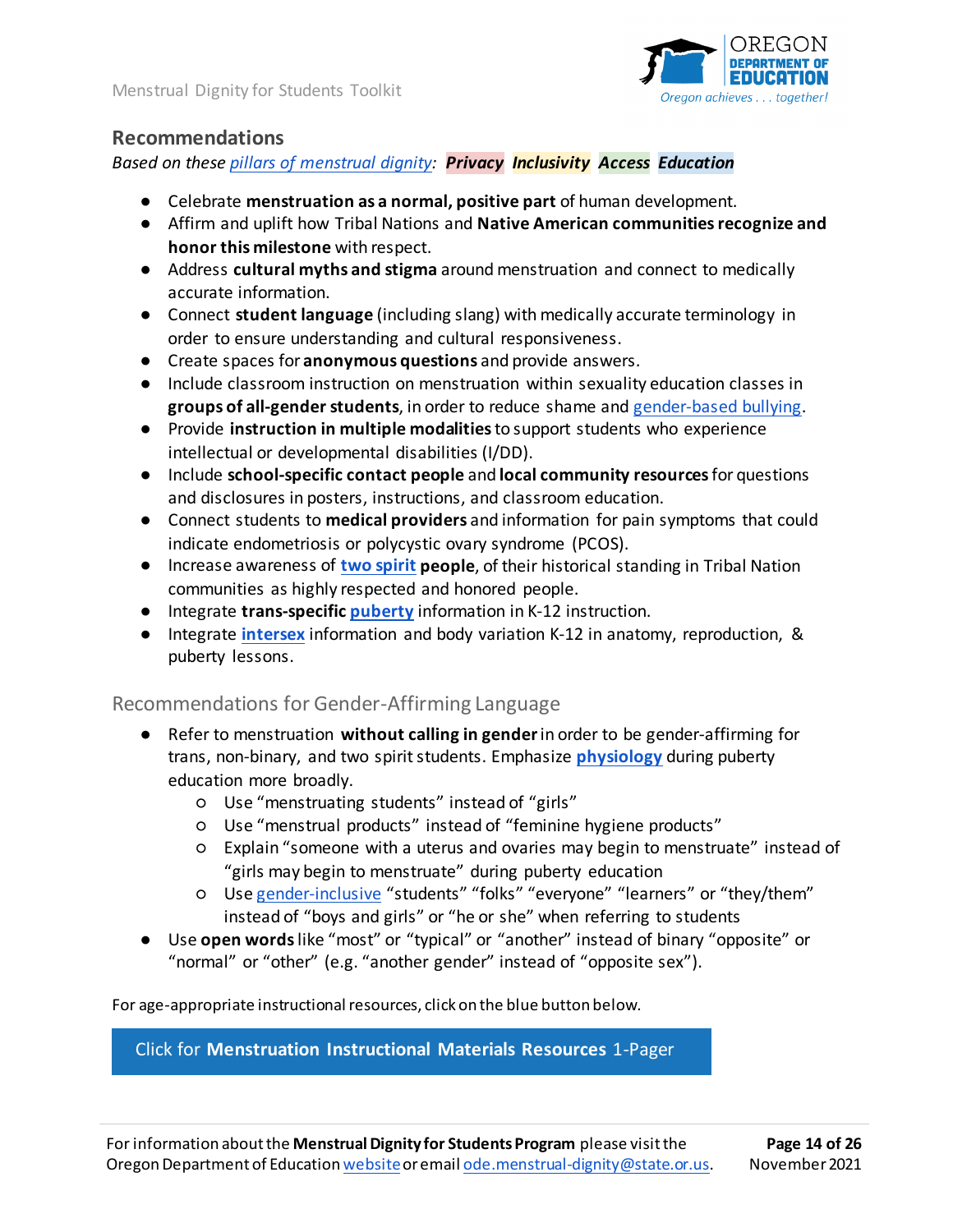## Recommendations

*Based on these pillars of menstrual dignity: **Privacy** **Inclusivity** **Access** **Education***

- Celebrate **menstruation as a normal, positive part** of human development.
- Affirm and uplift how Tribal Nations and **Native American communities recognize and honor this milestone** with respect.
- Address **cultural myths and stigma** around menstruation and connect to medically accurate information.
- Connect **student language** (including slang) with medically accurate terminology in order to ensure understanding and cultural responsiveness.
- Create spaces for **anonymous questions** and provide answers.
- Include classroom instruction on menstruation within sexuality education classes in **groups of all-gender students**, in order to reduce shame and gender-based bullying.
- Provide **instruction in multiple modalities** to support students who experience intellectual or developmental disabilities (I/DD).
- Include **school-specific contact people** and **local community resources** for questions and disclosures in posters, instructions, and classroom education.
- Connect students to **medical providers** and information for pain symptoms that could indicate endometriosis or polycystic ovary syndrome (PCOS).
- Increase awareness of **two spirit people**, of their historical standing in Tribal Nation communities as highly respected and honored people.
- Integrate **trans-specific puberty** information in K-12 instruction.
- Integrate **intersex** information and body variation K-12 in anatomy, reproduction, & puberty lessons.

## Recommendations for Gender-Affirming Language

- Refer to menstruation **without calling in gender** in order to be gender-affirming for trans, non-binary, and two spirit students. Emphasize **physiology** during puberty education more broadly.
  - Use "menstruating students" instead of "girls"
  - Use "menstrual products" instead of "feminine hygiene products"
  - Explain "someone with a uterus and ovaries may begin to menstruate" instead of "girls may begin to menstruate" during puberty education
  - Use gender-inclusive "students" "folks" "everyone" "learners" or "they/them" instead of "boys and girls" or "he or she" when referring to students
- Use **open words** like "most" or "typical" or "another" instead of binary "opposite" or "normal" or "other" (e.g. "another gender" instead of "opposite sex").

For age-appropriate instructional resources, click on the blue button below.

Click for **Menstruation Instructional Materials Resources** 1-Pager

For information about the **Menstrual Dignity for Students Program** please visit the Oregon Department of Education website or email ode.menstrual-dignity@state.or.us.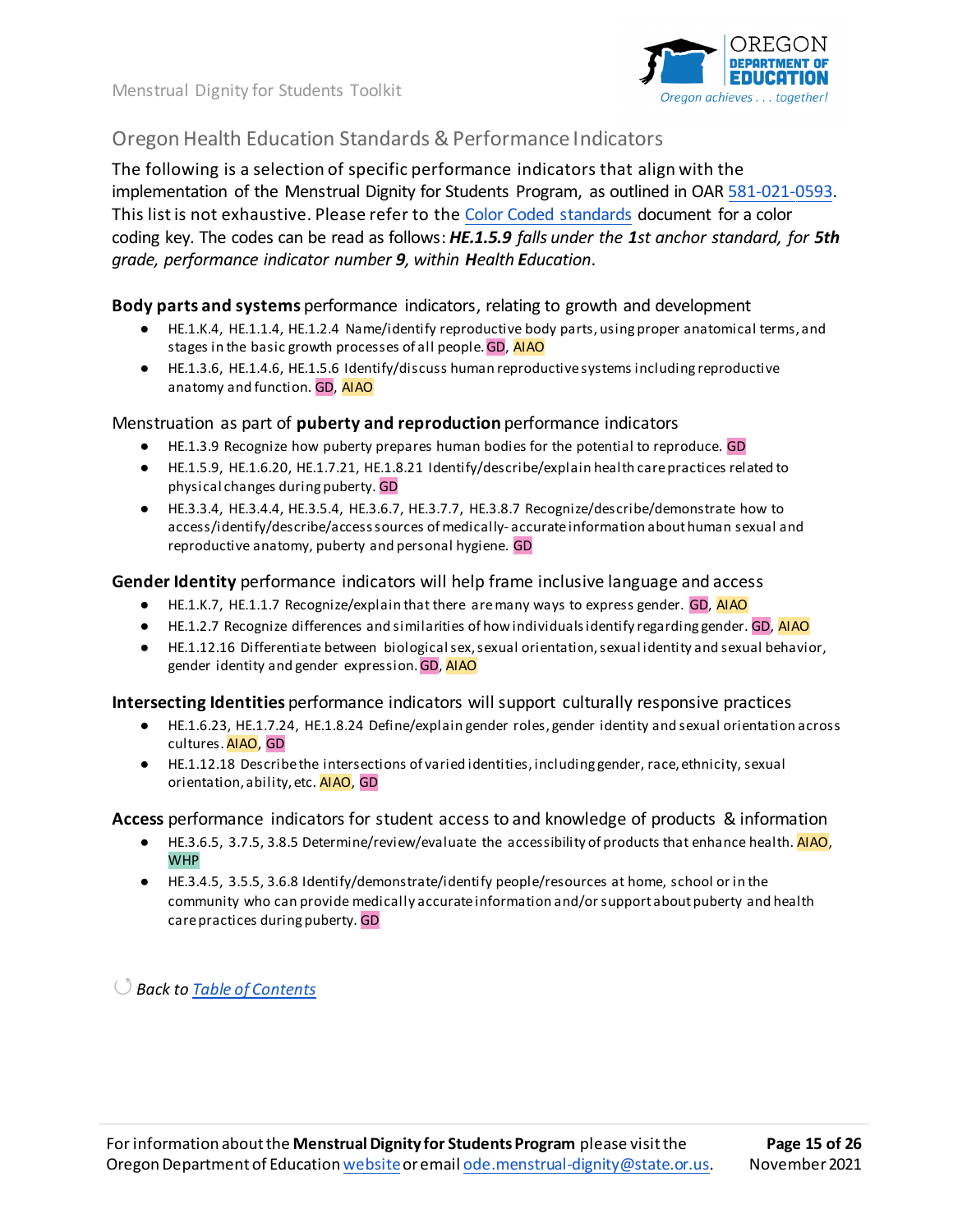## Oregon Health Education Standards & Performance Indicators

The following is a selection of specific performance indicators that align with the implementation of the Menstrual Dignity for Students Program, as outlined in OAR 581-021-0593. This list is not exhaustive. Please refer to the Color Coded standards document for a color coding key. The codes can be read as follows: ***HE.1.5.9** falls under the **1**st anchor standard, for **5th** grade, performance indicator number **9**, within **H**ealth **E**ducation.*

**Body parts and systems** performance indicators, relating to growth and development

- HE.1.K.4, HE.1.1.4, HE.1.2.4 Name/identify reproductive body parts, using proper anatomical terms, and stages in the basic growth processes of all people. GD, AIAO
- HE.1.3.6, HE.1.4.6, HE.1.5.6 Identify/discuss human reproductive systems including reproductive anatomy and function. GD, AIAO

Menstruation as part of **puberty and reproduction** performance indicators

- HE.1.3.9 Recognize how puberty prepares human bodies for the potential to reproduce. GD
- HE.1.5.9, HE.1.6.20, HE.1.7.21, HE.1.8.21 Identify/describe/explain health care practices related to physical changes during puberty. GD
- HE.3.3.4, HE.3.4.4, HE.3.5.4, HE.3.6.7, HE.3.7.7, HE.3.8.7 Recognize/describe/demonstrate how to access/identify/describe/access sources of medically- accurate information about human sexual and reproductive anatomy, puberty and personal hygiene. GD

**Gender Identity** performance indicators will help frame inclusive language and access

- HE.1.K.7, HE.1.1.7 Recognize/explain that there are many ways to express gender. GD, AIAO
- HE.1.2.7 Recognize differences and similarities of how individuals identify regarding gender. GD, AIAO
- HE.1.12.16 Differentiate between biological sex, sexual orientation, sexual identity and sexual behavior, gender identity and gender expression. GD, AIAO

**Intersecting Identities** performance indicators will support culturally responsive practices

- HE.1.6.23, HE.1.7.24, HE.1.8.24 Define/explain gender roles, gender identity and sexual orientation across cultures. AIAO, GD
- HE.1.12.18 Describe the intersections of varied identities, including gender, race, ethnicity, sexual orientation, ability, etc. AIAO, GD

**Access** performance indicators for student access to and knowledge of products & information

- HE.3.6.5, 3.7.5, 3.8.5 Determine/review/evaluate the accessibility of products that enhance health. AIAO, WHP
- HE.3.4.5, 3.5.5, 3.6.8 Identify/demonstrate/identify people/resources at home, school or in the community who can provide medically accurate information and/or support about puberty and health care practices during puberty. GD

*Back to Table of Contents*

For information about the **Menstrual Dignity for Students Program** please visit the Oregon Department of Education website or email ode.menstrual-dignity@state.or.us.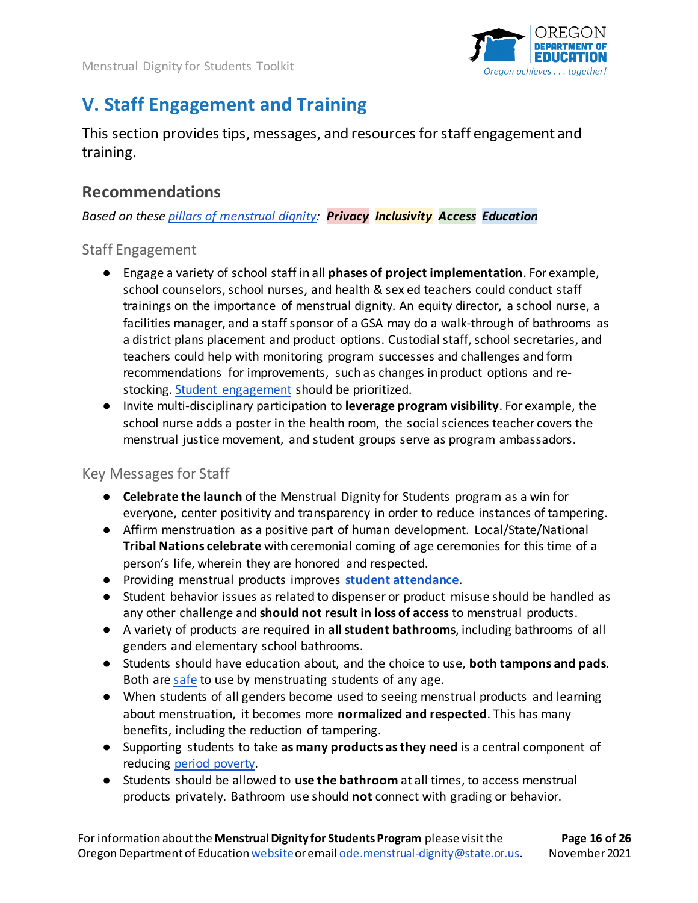# V. Staff Engagement and Training

This section provides tips, messages, and resources for staff engagement and training.

## Recommendations

*Based on these [pillars of menstrual dignity](#): **Privacy** **Inclusivity** **Access** **Education***

### Staff Engagement

- Engage a variety of school staff in all **phases of project implementation**. For example, school counselors, school nurses, and health & sex ed teachers could conduct staff trainings on the importance of menstrual dignity. An equity director, a school nurse, a facilities manager, and a staff sponsor of a GSA may do a walk-through of bathrooms as a district plans placement and product options. Custodial staff, school secretaries, and teachers could help with monitoring program successes and challenges and form recommendations for improvements, such as changes in product options and re-stocking. [Student engagement](#) should be prioritized.
- Invite multi-disciplinary participation to **leverage program visibility**. For example, the school nurse adds a poster in the health room, the social sciences teacher covers the menstrual justice movement, and student groups serve as program ambassadors.

### Key Messages for Staff

- **Celebrate the launch** of the Menstrual Dignity for Students program as a win for everyone, center positivity and transparency in order to reduce instances of tampering.
- Affirm menstruation as a positive part of human development. Local/State/National **Tribal Nations celebrate** with ceremonial coming of age ceremonies for this time of a person's life, wherein they are honored and respected.
- Providing menstrual products improves [**student attendance**](#).
- Student behavior issues as related to dispenser or product misuse should be handled as any other challenge and **should not result in loss of access** to menstrual products.
- A variety of products are required in **all student bathrooms**, including bathrooms of all genders and elementary school bathrooms.
- Students should have education about, and the choice to use, **both tampons and pads**. Both are [safe](#) to use by menstruating students of any age.
- When students of all genders become used to seeing menstrual products and learning about menstruation, it becomes more **normalized and respected**. This has many benefits, including the reduction of tampering.
- Supporting students to take **as many products as they need** is a central component of reducing [period poverty](#).
- Students should be allowed to **use the bathroom** at all times, to access menstrual products privately. Bathroom use should **not** connect with grading or behavior.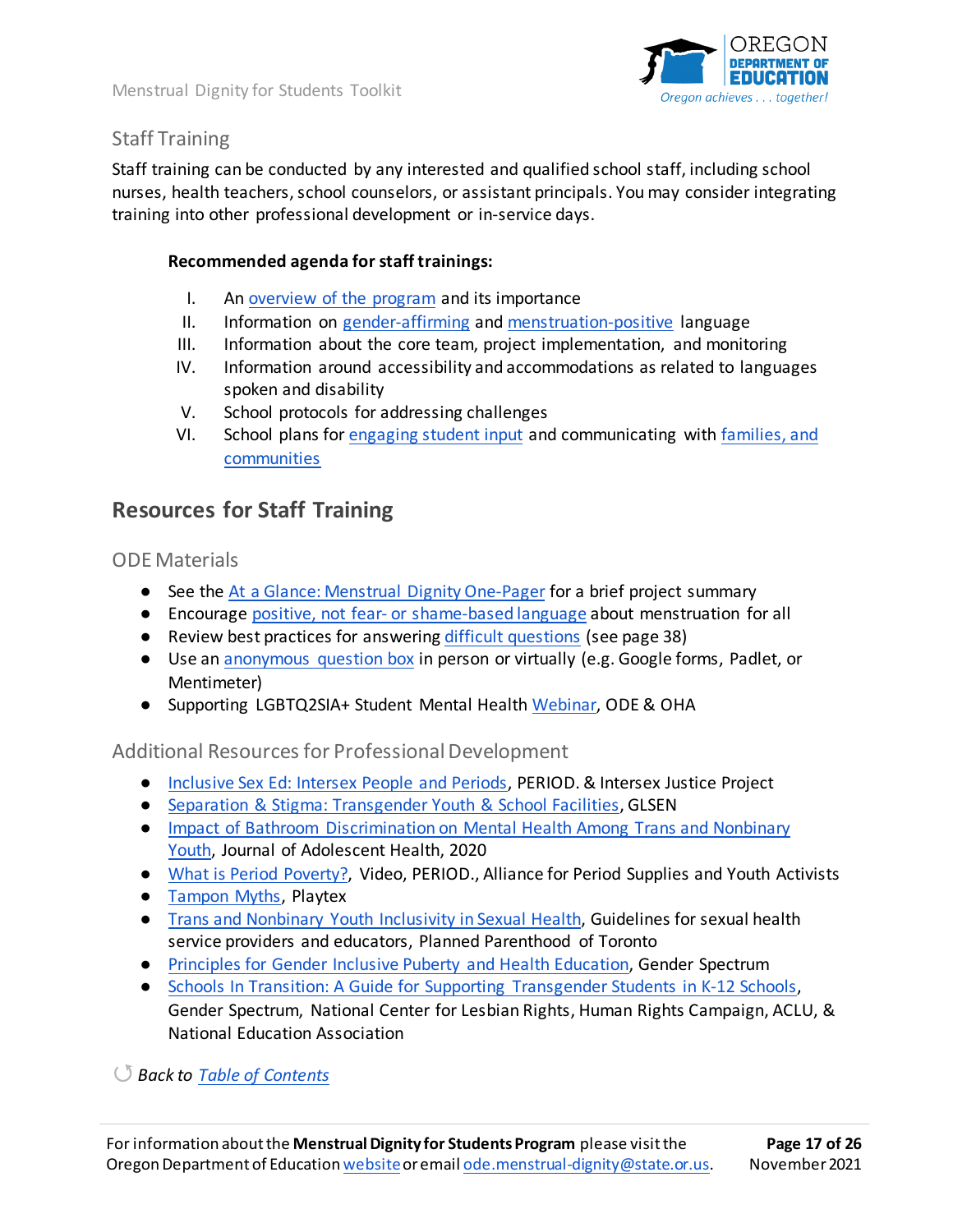## Staff Training

Staff training can be conducted by any interested and qualified school staff, including school nurses, health teachers, school counselors, or assistant principals. You may consider integrating training into other professional development or in-service days.

**Recommended agenda for staff trainings:**

I. An overview of the program and its importance
II. Information on gender-affirming and menstruation-positive language
III. Information about the core team, project implementation, and monitoring
IV. Information around accessibility and accommodations as related to languages spoken and disability
V. School protocols for addressing challenges
VI. School plans for engaging student input and communicating with families, and communities

# Resources for Staff Training

## ODE Materials

- See the At a Glance: Menstrual Dignity One-Pager for a brief project summary
- Encourage positive, not fear- or shame-based language about menstruation for all
- Review best practices for answering difficult questions (see page 38)
- Use an anonymous question box in person or virtually (e.g. Google forms, Padlet, or Mentimeter)
- Supporting LGBTQ2SIA+ Student Mental Health Webinar, ODE & OHA

## Additional Resources for Professional Development

- Inclusive Sex Ed: Intersex People and Periods, PERIOD. & Intersex Justice Project
- Separation & Stigma: Transgender Youth & School Facilities, GLSEN
- Impact of Bathroom Discrimination on Mental Health Among Trans and Nonbinary Youth, Journal of Adolescent Health, 2020
- What is Period Poverty?, Video, PERIOD., Alliance for Period Supplies and Youth Activists
- Tampon Myths, Playtex
- Trans and Nonbinary Youth Inclusivity in Sexual Health, Guidelines for sexual health service providers and educators, Planned Parenthood of Toronto
- Principles for Gender Inclusive Puberty and Health Education, Gender Spectrum
- Schools In Transition: A Guide for Supporting Transgender Students in K-12 Schools, Gender Spectrum, National Center for Lesbian Rights, Human Rights Campaign, ACLU, & National Education Association

*Back to Table of Contents*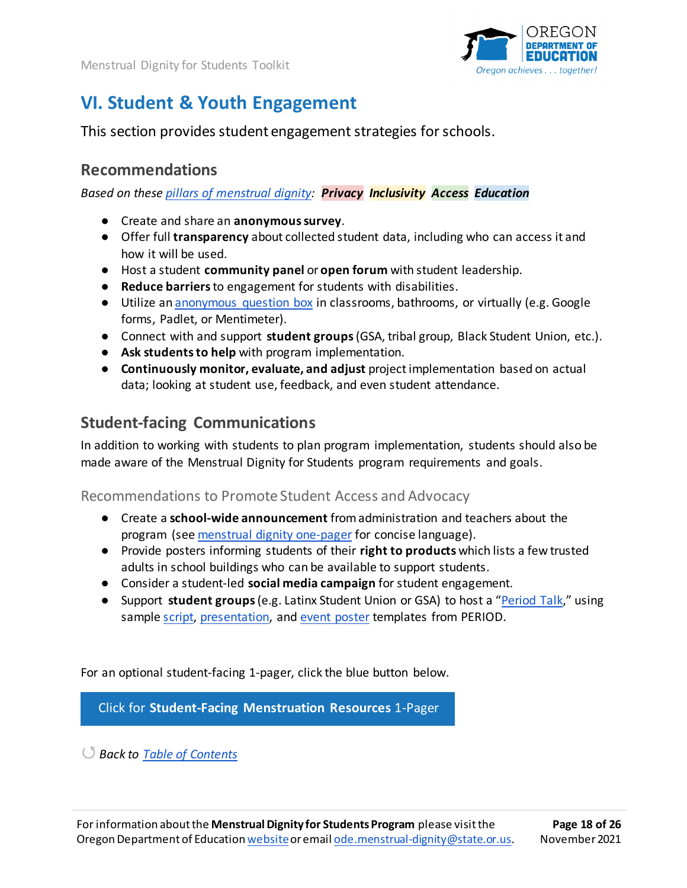# VI. Student & Youth Engagement

This section provides student engagement strategies for schools.

## Recommendations

*Based on these pillars of menstrual dignity:* ***Privacy*** ***Inclusivity*** ***Access*** ***Education***

- Create and share an **anonymous survey**.
- Offer full **transparency** about collected student data, including who can access it and how it will be used.
- Host a student **community panel** or **open forum** with student leadership.
- **Reduce barriers** to engagement for students with disabilities.
- Utilize an anonymous question box in classrooms, bathrooms, or virtually (e.g. Google forms, Padlet, or Mentimeter).
- Connect with and support **student groups** (GSA, tribal group, Black Student Union, etc.).
- **Ask students to help** with program implementation.
- **Continuously monitor, evaluate, and adjust** project implementation based on actual data; looking at student use, feedback, and even student attendance.

## Student-facing Communications

In addition to working with students to plan program implementation, students should also be made aware of the Menstrual Dignity for Students program requirements and goals.

### Recommendations to Promote Student Access and Advocacy

- Create a **school-wide announcement** from administration and teachers about the program (see menstrual dignity one-pager for concise language).
- Provide posters informing students of their **right to products** which lists a few trusted adults in school buildings who can be available to support students.
- Consider a student-led **social media campaign** for student engagement.
- Support **student groups** (e.g. Latinx Student Union or GSA) to host a "Period Talk," using sample script, presentation, and event poster templates from PERIOD.

For an optional student-facing 1-pager, click the blue button below.

Click for **Student-Facing Menstruation Resources** 1-Pager

*Back to Table of Contents*

For information about the **Menstrual Dignity for Students Program** please visit the Oregon Department of Education website or email ode.menstrual-dignity@state.or.us.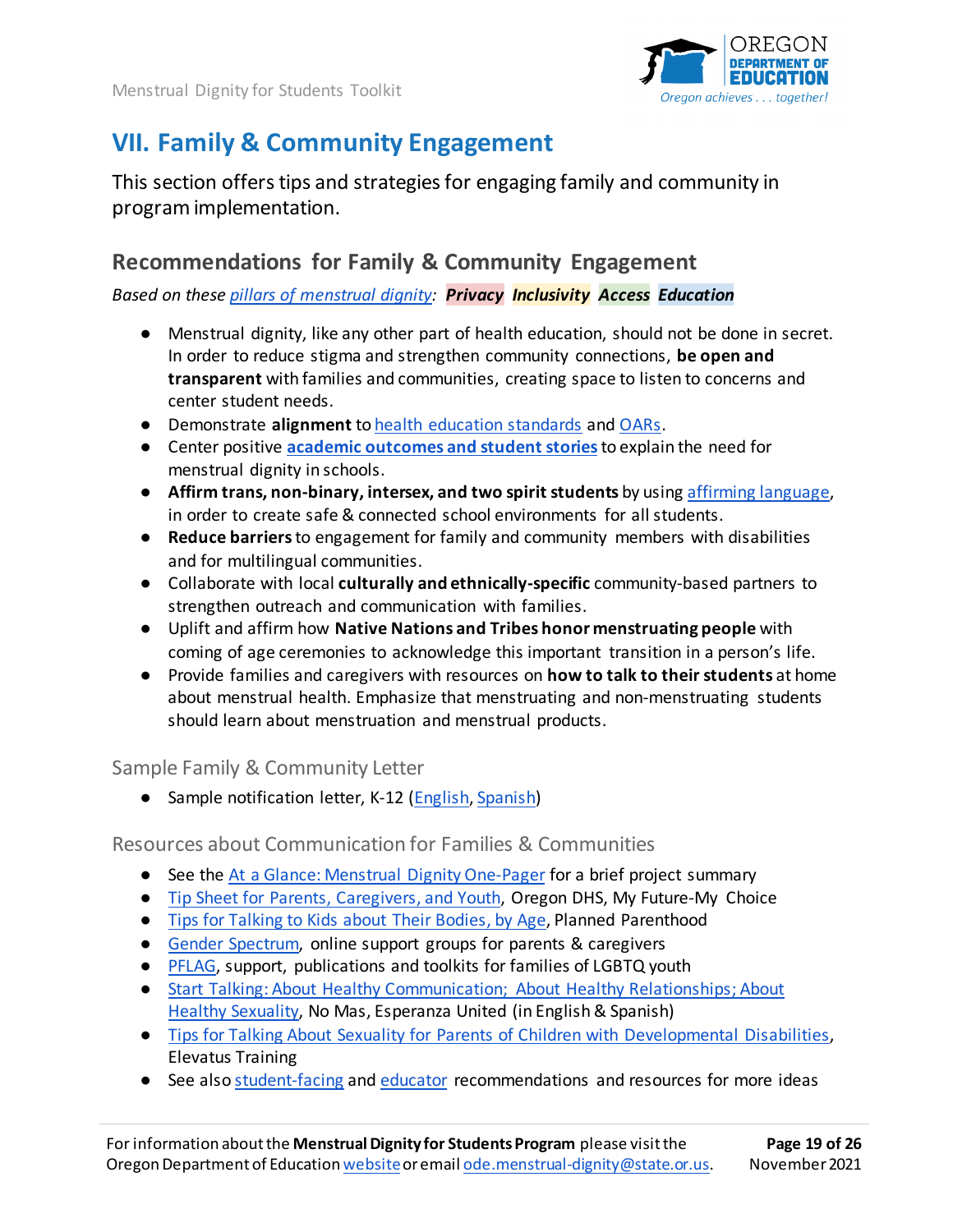## VII. Family & Community Engagement

This section offers tips and strategies for engaging family and community in program implementation.

### Recommendations for Family & Community Engagement

*Based on these pillars of menstrual dignity:* ***Privacy*** ***Inclusivity*** ***Access*** ***Education***

- Menstrual dignity, like any other part of health education, should not be done in secret. In order to reduce stigma and strengthen community connections, **be open and transparent** with families and communities, creating space to listen to concerns and center student needs.
- Demonstrate **alignment** to health education standards and OARs.
- Center positive **academic outcomes and student stories** to explain the need for menstrual dignity in schools.
- **Affirm trans, non-binary, intersex, and two spirit students** by using affirming language, in order to create safe & connected school environments for all students.
- **Reduce barriers** to engagement for family and community members with disabilities and for multilingual communities.
- Collaborate with local **culturally and ethnically-specific** community-based partners to strengthen outreach and communication with families.
- Uplift and affirm how **Native Nations and Tribes honor menstruating people** with coming of age ceremonies to acknowledge this important transition in a person's life.
- Provide families and caregivers with resources on **how to talk to their students** at home about menstrual health. Emphasize that menstruating and non-menstruating students should learn about menstruation and menstrual products.

#### Sample Family & Community Letter

- Sample notification letter, K-12 (English, Spanish)

#### Resources about Communication for Families & Communities

- See the At a Glance: Menstrual Dignity One-Pager for a brief project summary
- Tip Sheet for Parents, Caregivers, and Youth, Oregon DHS, My Future-My Choice
- Tips for Talking to Kids about Their Bodies, by Age, Planned Parenthood
- Gender Spectrum, online support groups for parents & caregivers
- PFLAG, support, publications and toolkits for families of LGBTQ youth
- Start Talking: About Healthy Communication; About Healthy Relationships; About Healthy Sexuality, No Mas, Esperanza United (in English & Spanish)
- Tips for Talking About Sexuality for Parents of Children with Developmental Disabilities, Elevatus Training
- See also student-facing and educator recommendations and resources for more ideas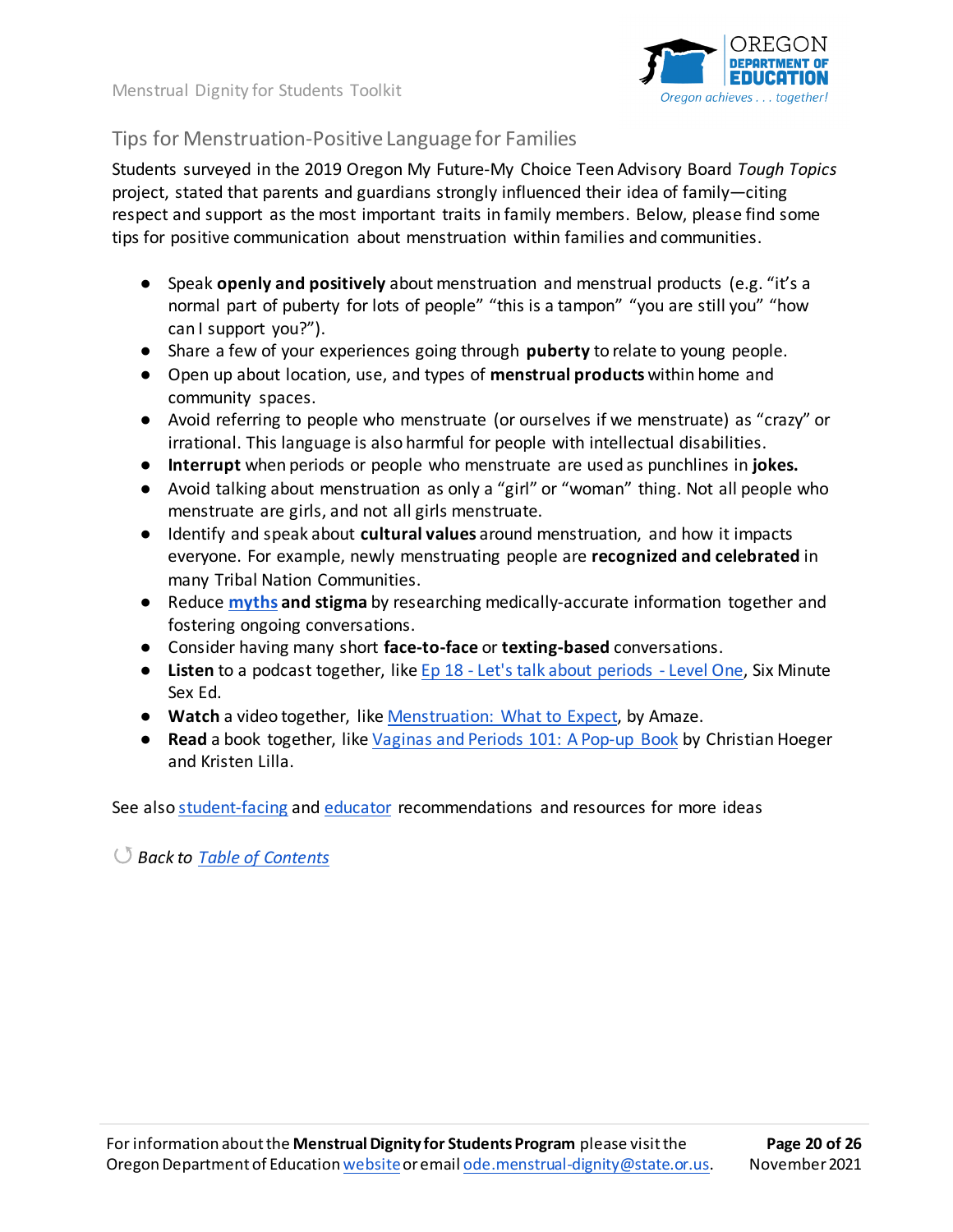## Tips for Menstruation-Positive Language for Families

Students surveyed in the 2019 Oregon My Future-My Choice Teen Advisory Board *Tough Topics* project, stated that parents and guardians strongly influenced their idea of family—citing respect and support as the most important traits in family members. Below, please find some tips for positive communication about menstruation within families and communities.

- Speak **openly and positively** about menstruation and menstrual products (e.g. "it's a normal part of puberty for lots of people" "this is a tampon" "you are still you" "how can I support you?").
- Share a few of your experiences going through **puberty** to relate to young people.
- Open up about location, use, and types of **menstrual products** within home and community spaces.
- Avoid referring to people who menstruate (or ourselves if we menstruate) as "crazy" or irrational. This language is also harmful for people with intellectual disabilities.
- **Interrupt** when periods or people who menstruate are used as punchlines in **jokes.**
- Avoid talking about menstruation as only a "girl" or "woman" thing. Not all people who menstruate are girls, and not all girls menstruate.
- Identify and speak about **cultural values** around menstruation, and how it impacts everyone. For example, newly menstruating people are **recognized and celebrated** in many Tribal Nation Communities.
- Reduce **myths and stigma** by researching medically-accurate information together and fostering ongoing conversations.
- Consider having many short **face-to-face** or **texting-based** conversations.
- **Listen** to a podcast together, like Ep 18 - Let's talk about periods - Level One, Six Minute Sex Ed.
- **Watch** a video together, like Menstruation: What to Expect, by Amaze.
- **Read** a book together, like Vaginas and Periods 101: A Pop-up Book by Christian Hoeger and Kristen Lilla.

See also student-facing and educator recommendations and resources for more ideas

↺ *Back to Table of Contents*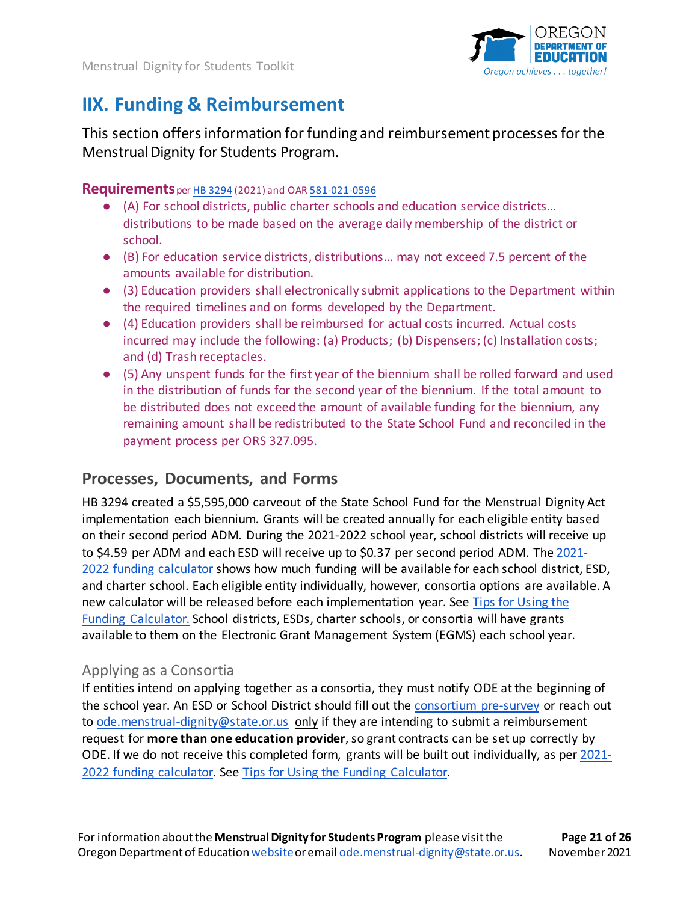# IIX. Funding & Reimbursement

This section offers information for funding and reimbursement processes for the Menstrual Dignity for Students Program.

**Requirements** per HB 3294 (2021) and OAR 581-021-0596

- (A) For school districts, public charter schools and education service districts… distributions to be made based on the average daily membership of the district or school.
- (B) For education service districts, distributions… may not exceed 7.5 percent of the amounts available for distribution.
- (3) Education providers shall electronically submit applications to the Department within the required timelines and on forms developed by the Department.
- (4) Education providers shall be reimbursed for actual costs incurred. Actual costs incurred may include the following: (a) Products; (b) Dispensers; (c) Installation costs; and (d) Trash receptacles.
- (5) Any unspent funds for the first year of the biennium shall be rolled forward and used in the distribution of funds for the second year of the biennium. If the total amount to be distributed does not exceed the amount of available funding for the biennium, any remaining amount shall be redistributed to the State School Fund and reconciled in the payment process per ORS 327.095.

## Processes, Documents, and Forms

HB 3294 created a $5,595,000 carveout of the State School Fund for the Menstrual Dignity Act implementation each biennium. Grants will be created annually for each eligible entity based on their second period ADM. During the 2021-2022 school year, school districts will receive up to $4.59 per ADM and each ESD will receive up to $0.37 per second period ADM. The 2021-2022 funding calculator shows how much funding will be available for each school district, ESD, and charter school. Each eligible entity individually, however, consortia options are available. A new calculator will be released before each implementation year. See Tips for Using the Funding Calculator. School districts, ESDs, charter schools, or consortia will have grants available to them on the Electronic Grant Management System (EGMS) each school year.

### Applying as a Consortia

If entities intend on applying together as a consortia, they must notify ODE at the beginning of the school year. An ESD or School District should fill out the consortium pre-survey or reach out to ode.menstrual-dignity@state.or.us only if they are intending to submit a reimbursement request for **more than one education provider**, so grant contracts can be set up correctly by ODE. If we do not receive this completed form, grants will be built out individually, as per 2021-2022 funding calculator. See Tips for Using the Funding Calculator.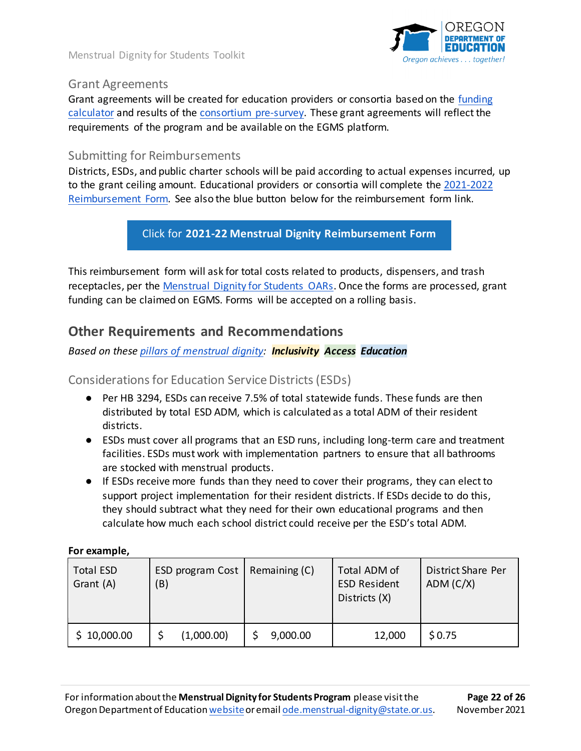### Grant Agreements

Grant agreements will be created for education providers or consortia based on the funding calculator and results of the consortium pre-survey. These grant agreements will reflect the requirements of the program and be available on the EGMS platform.

### Submitting for Reimbursements

Districts, ESDs, and public charter schools will be paid according to actual expenses incurred, up to the grant ceiling amount. Educational providers or consortia will complete the 2021-2022 Reimbursement Form. See also the blue button below for the reimbursement form link.

Click for **2021-22 Menstrual Dignity Reimbursement Form**

This reimbursement form will ask for total costs related to products, dispensers, and trash receptacles, per the Menstrual Dignity for Students OARs. Once the forms are processed, grant funding can be claimed on EGMS. Forms will be accepted on a rolling basis.

## Other Requirements and Recommendations

*Based on these pillars of menstrual dignity:* ***Inclusivity*** ***Access*** ***Education***

### Considerations for Education Service Districts (ESDs)

- Per HB 3294, ESDs can receive 7.5% of total statewide funds. These funds are then distributed by total ESD ADM, which is calculated as a total ADM of their resident districts.
- ESDs must cover all programs that an ESD runs, including long-term care and treatment facilities. ESDs must work with implementation partners to ensure that all bathrooms are stocked with menstrual products.
- If ESDs receive more funds than they need to cover their programs, they can elect to support project implementation for their resident districts. If ESDs decide to do this, they should subtract what they need for their own educational programs and then calculate how much each school district could receive per the ESD's total ADM.

**For example,**

| Total ESD Grant (A) | ESD program Cost (B) | Remaining (C) | Total ADM of ESD Resident Districts (X) | District Share Per ADM (C/X) |
|---|---|---|---|---|
| $ 10,000.00 | $ (1,000.00) | $ 9,000.00 | 12,000 | $ 0.75 |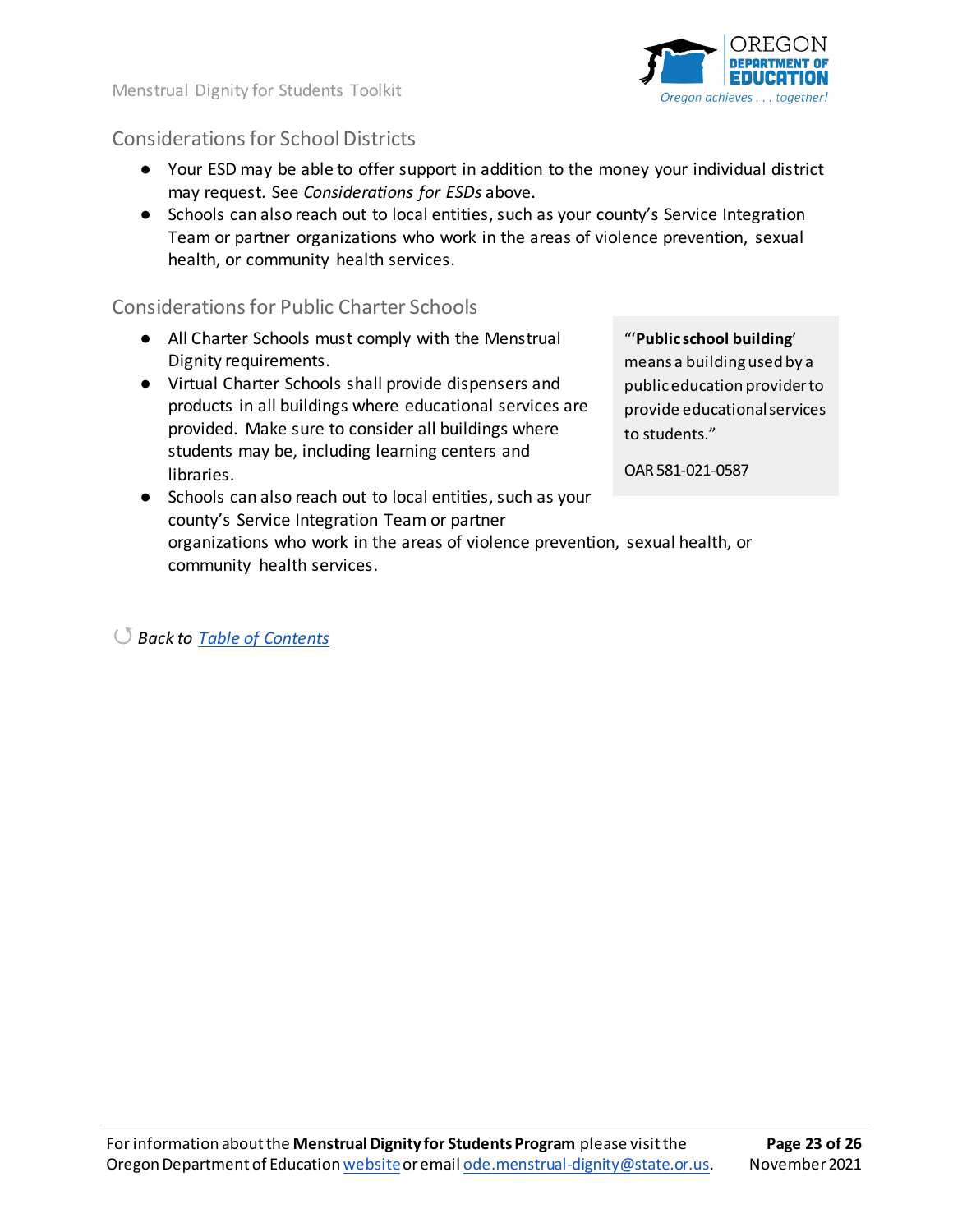## Considerations for School Districts

- Your ESD may be able to offer support in addition to the money your individual district may request. See *Considerations for ESDs* above.
- Schools can also reach out to local entities, such as your county's Service Integration Team or partner organizations who work in the areas of violence prevention, sexual health, or community health services.

## Considerations for Public Charter Schools

- All Charter Schools must comply with the Menstrual Dignity requirements.
- Virtual Charter Schools shall provide dispensers and products in all buildings where educational services are provided. Make sure to consider all buildings where students may be, including learning centers and libraries.
- Schools can also reach out to local entities, such as your county's Service Integration Team or partner organizations who work in the areas of violence prevention, sexual health, or community health services.

> "'**Public school building**' means a building used by a public education provider to provide educational services to students."
>
> OAR 581-021-0587

*Back to [Table of Contents]*

For information about the **Menstrual Dignity for Students Program** please visit the Oregon Department of Education website or email ode.menstrual-dignity@state.or.us.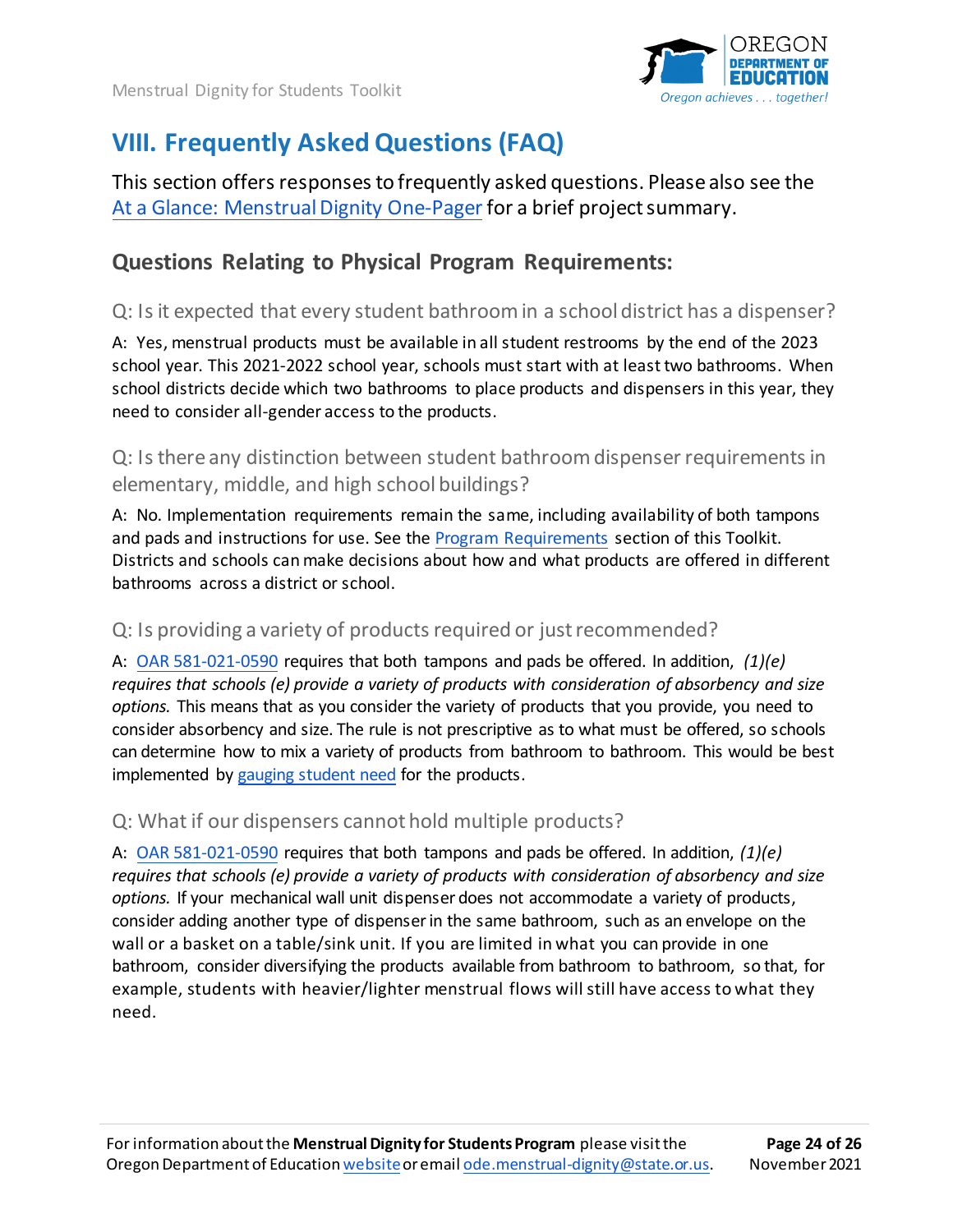# VIII. Frequently Asked Questions (FAQ)

This section offers responses to frequently asked questions. Please also see the At a Glance: Menstrual Dignity One-Pager for a brief project summary.

## Questions Relating to Physical Program Requirements:

### Q: Is it expected that every student bathroom in a school district has a dispenser?

A: Yes, menstrual products must be available in all student restrooms by the end of the 2023 school year. This 2021-2022 school year, schools must start with at least two bathrooms. When school districts decide which two bathrooms to place products and dispensers in this year, they need to consider all-gender access to the products.

### Q: Is there any distinction between student bathroom dispenser requirements in elementary, middle, and high school buildings?

A: No. Implementation requirements remain the same, including availability of both tampons and pads and instructions for use. See the Program Requirements section of this Toolkit. Districts and schools can make decisions about how and what products are offered in different bathrooms across a district or school.

### Q: Is providing a variety of products required or just recommended?

A: OAR 581-021-0590 requires that both tampons and pads be offered. In addition, *(1)(e) requires that schools (e) provide a variety of products with consideration of absorbency and size options.* This means that as you consider the variety of products that you provide, you need to consider absorbency and size. The rule is not prescriptive as to what must be offered, so schools can determine how to mix a variety of products from bathroom to bathroom. This would be best implemented by gauging student need for the products.

### Q: What if our dispensers cannot hold multiple products?

A: OAR 581-021-0590 requires that both tampons and pads be offered. In addition, *(1)(e) requires that schools (e) provide a variety of products with consideration of absorbency and size options.* If your mechanical wall unit dispenser does not accommodate a variety of products, consider adding another type of dispenser in the same bathroom, such as an envelope on the wall or a basket on a table/sink unit. If you are limited in what you can provide in one bathroom, consider diversifying the products available from bathroom to bathroom, so that, for example, students with heavier/lighter menstrual flows will still have access to what they need.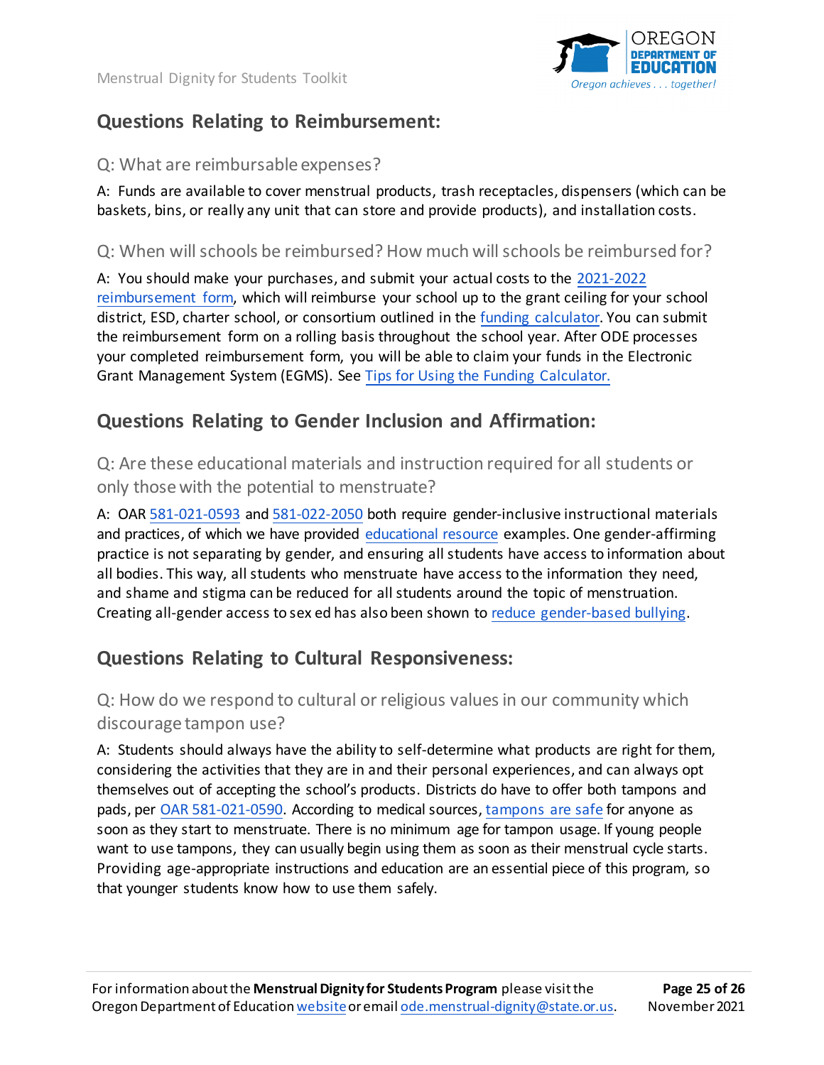## Questions Relating to Reimbursement:

### Q: What are reimbursable expenses?

A: Funds are available to cover menstrual products, trash receptacles, dispensers (which can be baskets, bins, or really any unit that can store and provide products), and installation costs.

### Q: When will schools be reimbursed? How much will schools be reimbursed for?

A: You should make your purchases, and submit your actual costs to the 2021-2022 reimbursement form, which will reimburse your school up to the grant ceiling for your school district, ESD, charter school, or consortium outlined in the funding calculator. You can submit the reimbursement form on a rolling basis throughout the school year. After ODE processes your completed reimbursement form, you will be able to claim your funds in the Electronic Grant Management System (EGMS). See Tips for Using the Funding Calculator.

## Questions Relating to Gender Inclusion and Affirmation:

### Q: Are these educational materials and instruction required for all students or only those with the potential to menstruate?

A: OAR 581-021-0593 and 581-022-2050 both require gender-inclusive instructional materials and practices, of which we have provided educational resource examples. One gender-affirming practice is not separating by gender, and ensuring all students have access to information about all bodies. This way, all students who menstruate have access to the information they need, and shame and stigma can be reduced for all students around the topic of menstruation. Creating all-gender access to sex ed has also been shown to reduce gender-based bullying.

## Questions Relating to Cultural Responsiveness:

### Q: How do we respond to cultural or religious values in our community which discourage tampon use?

A: Students should always have the ability to self-determine what products are right for them, considering the activities that they are in and their personal experiences, and can always opt themselves out of accepting the school's products. Districts do have to offer both tampons and pads, per OAR 581-021-0590. According to medical sources, tampons are safe for anyone as soon as they start to menstruate. There is no minimum age for tampon usage. If young people want to use tampons, they can usually begin using them as soon as their menstrual cycle starts. Providing age-appropriate instructions and education are an essential piece of this program, so that younger students know how to use them safely.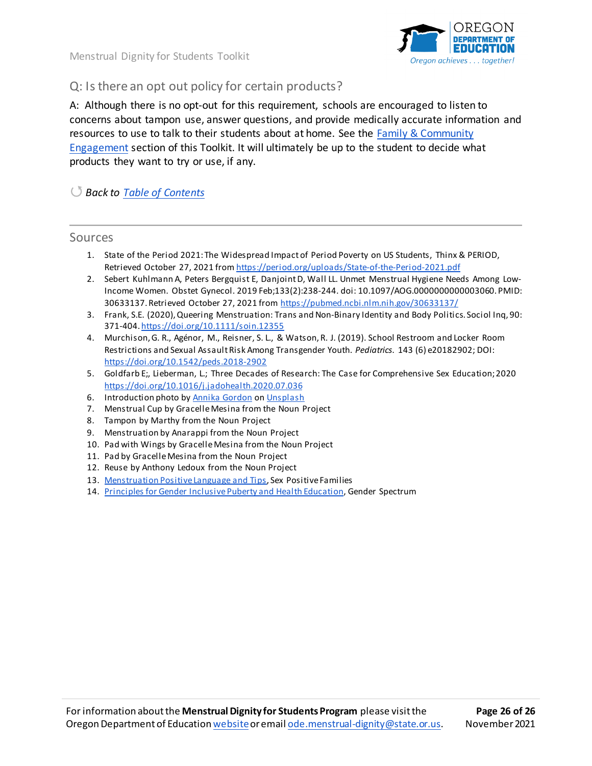## Q: Is there an opt out policy for certain products?

A: Although there is no opt-out for this requirement, schools are encouraged to listen to concerns about tampon use, answer questions, and provide medically accurate information and resources to use to talk to their students about at home. See the Family & Community Engagement section of this Toolkit. It will ultimately be up to the student to decide what products they want to try or use, if any.

*Back to Table of Contents*

## Sources

1. State of the Period 2021: The Widespread Impact of Period Poverty on US Students, Thinx & PERIOD, Retrieved October 27, 2021 from https://period.org/uploads/State-of-the-Period-2021.pdf
2. Sebert Kuhlmann A, Peters Bergquist E, Danjoint D, Wall LL. Unmet Menstrual Hygiene Needs Among Low-Income Women. Obstet Gynecol. 2019 Feb;133(2):238-244. doi: 10.1097/AOG.0000000000003060. PMID: 30633137. Retrieved October 27, 2021 from https://pubmed.ncbi.nlm.nih.gov/30633137/
3. Frank, S.E. (2020), Queering Menstruation: Trans and Non-Binary Identity and Body Politics. Sociol Inq, 90: 371-404. https://doi.org/10.1111/soin.12355
4. Murchison, G. R., Agénor, M., Reisner, S. L., & Watson, R. J. (2019). School Restroom and Locker Room Restrictions and Sexual Assault Risk Among Transgender Youth. *Pediatrics.* 143 (6) e20182902; DOI: https://doi.org/10.1542/peds.2018-2902
5. Goldfarb E;, Lieberman, L.; Three Decades of Research: The Case for Comprehensive Sex Education; 2020 https://doi.org/10.1016/j.jadohealth.2020.07.036
6. Introduction photo by Annika Gordon on Unsplash
7. Menstrual Cup by Gracelle Mesina from the Noun Project
8. Tampon by Marthy from the Noun Project
9. Menstruation by Anarappi from the Noun Project
10. Pad with Wings by Gracelle Mesina from the Noun Project
11. Pad by Gracelle Mesina from the Noun Project
12. Reuse by Anthony Ledoux from the Noun Project
13. Menstruation Positive Language and Tips, Sex Positive Families
14. Principles for Gender Inclusive Puberty and Health Education, Gender Spectrum

For information about the **Menstrual Dignity for Students Program** please visit the Oregon Department of Education website or email ode.menstrual-dignity@state.or.us.